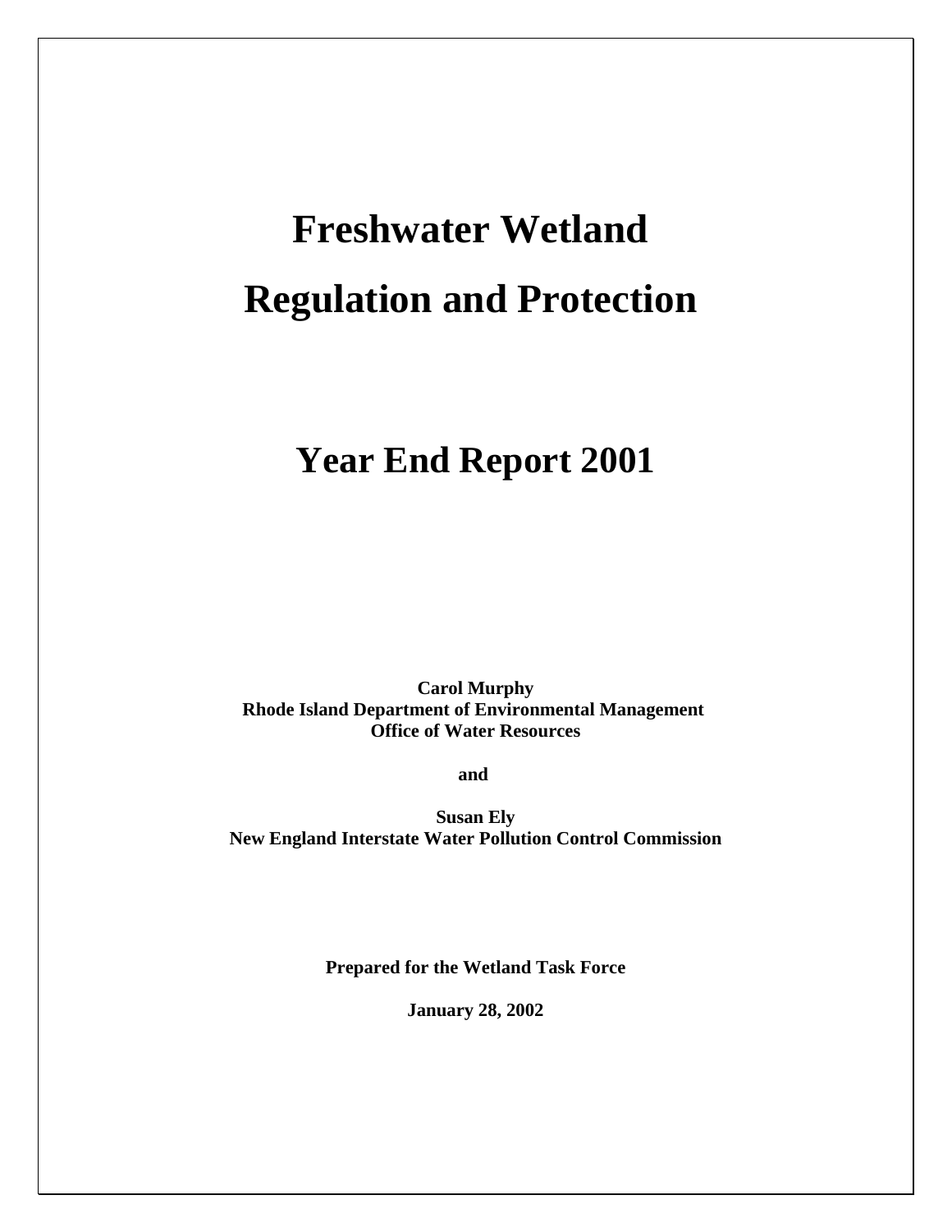# Freshwater Wetland

# Regulation and Protection

## Year End Report 2001

**Carol Murphy**
**Rhode Island Department of Environmental Management**
**Office of Water Resources**

**and**

**Susan Ely**
**New England Interstate Water Pollution Control Commission**

**Prepared for the Wetland Task Force**

**January 28, 2002**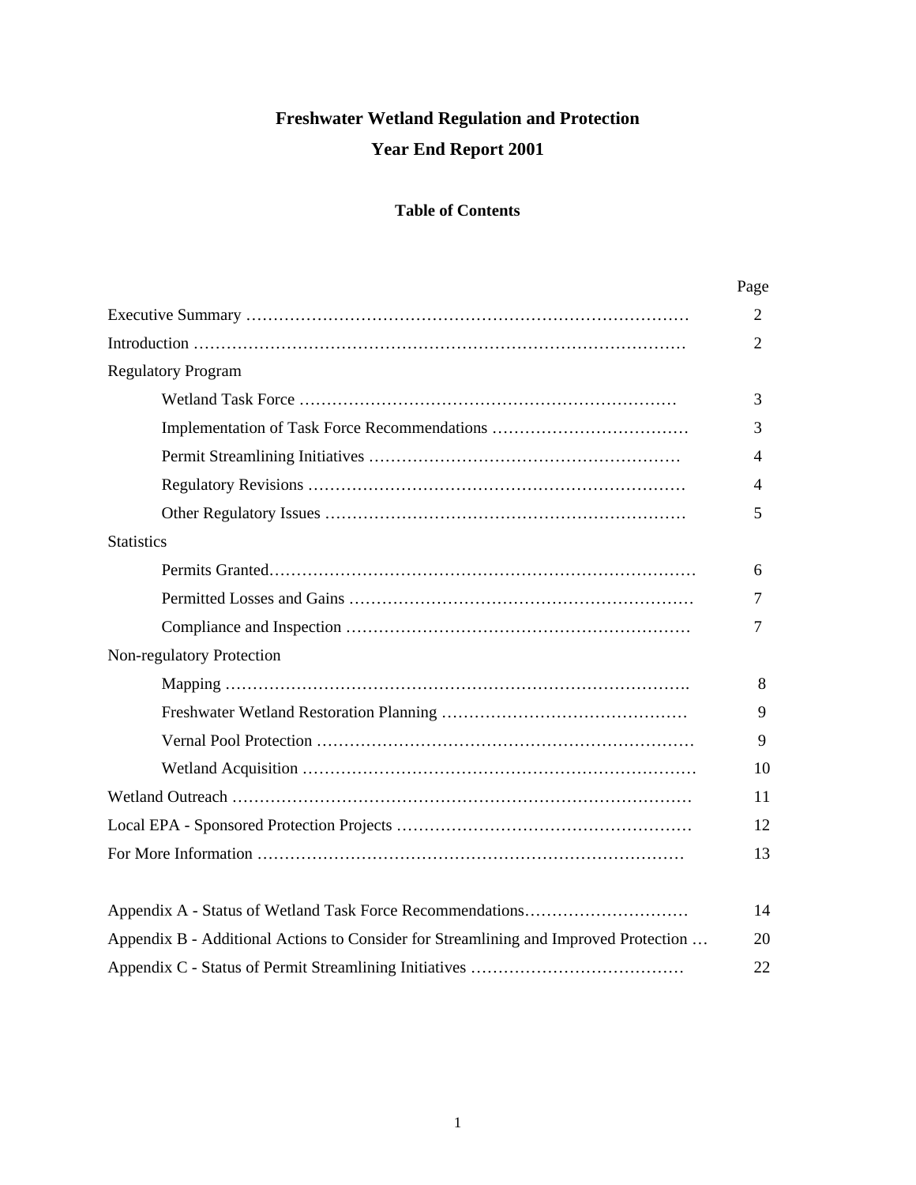# Freshwater Wetland Regulation and Protection

# Year End Report 2001

## Table of Contents

| | Page |
|---|---|
| Executive Summary | 2 |
| Introduction | 2 |
| Regulatory Program | |
| &nbsp;&nbsp;&nbsp;&nbsp;Wetland Task Force | 3 |
| &nbsp;&nbsp;&nbsp;&nbsp;Implementation of Task Force Recommendations | 3 |
| &nbsp;&nbsp;&nbsp;&nbsp;Permit Streamlining Initiatives | 4 |
| &nbsp;&nbsp;&nbsp;&nbsp;Regulatory Revisions | 4 |
| &nbsp;&nbsp;&nbsp;&nbsp;Other Regulatory Issues | 5 |
| Statistics | |
| &nbsp;&nbsp;&nbsp;&nbsp;Permits Granted | 6 |
| &nbsp;&nbsp;&nbsp;&nbsp;Permitted Losses and Gains | 7 |
| &nbsp;&nbsp;&nbsp;&nbsp;Compliance and Inspection | 7 |
| Non-regulatory Protection | |
| &nbsp;&nbsp;&nbsp;&nbsp;Mapping | 8 |
| &nbsp;&nbsp;&nbsp;&nbsp;Freshwater Wetland Restoration Planning | 9 |
| &nbsp;&nbsp;&nbsp;&nbsp;Vernal Pool Protection | 9 |
| &nbsp;&nbsp;&nbsp;&nbsp;Wetland Acquisition | 10 |
| Wetland Outreach | 11 |
| Local EPA - Sponsored Protection Projects | 12 |
| For More Information | 13 |
| Appendix A - Status of Wetland Task Force Recommendations | 14 |
| Appendix B - Additional Actions to Consider for Streamlining and Improved Protection … | 20 |
| Appendix C - Status of Permit Streamlining Initiatives | 22 |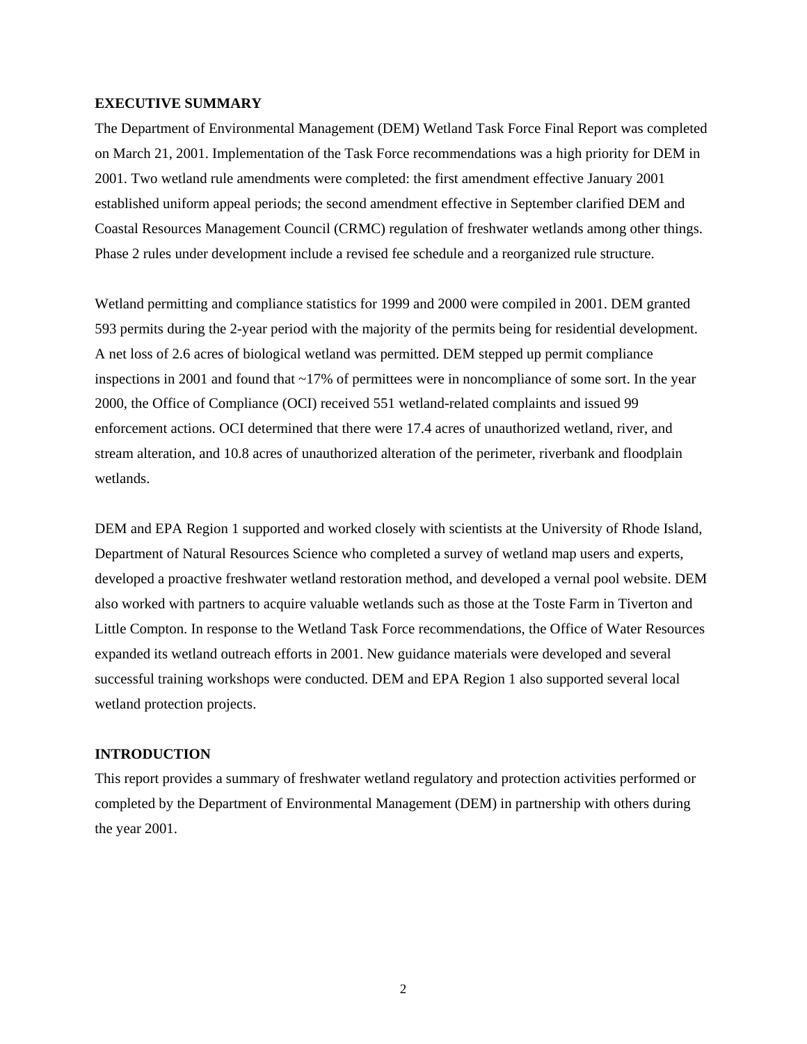## EXECUTIVE SUMMARY

The Department of Environmental Management (DEM) Wetland Task Force Final Report was completed on March 21, 2001. Implementation of the Task Force recommendations was a high priority for DEM in 2001. Two wetland rule amendments were completed: the first amendment effective January 2001 established uniform appeal periods; the second amendment effective in September clarified DEM and Coastal Resources Management Council (CRMC) regulation of freshwater wetlands among other things. Phase 2 rules under development include a revised fee schedule and a reorganized rule structure.

Wetland permitting and compliance statistics for 1999 and 2000 were compiled in 2001. DEM granted 593 permits during the 2-year period with the majority of the permits being for residential development. A net loss of 2.6 acres of biological wetland was permitted. DEM stepped up permit compliance inspections in 2001 and found that ~17% of permittees were in noncompliance of some sort. In the year 2000, the Office of Compliance (OCI) received 551 wetland-related complaints and issued 99 enforcement actions. OCI determined that there were 17.4 acres of unauthorized wetland, river, and stream alteration, and 10.8 acres of unauthorized alteration of the perimeter, riverbank and floodplain wetlands.

DEM and EPA Region 1 supported and worked closely with scientists at the University of Rhode Island, Department of Natural Resources Science who completed a survey of wetland map users and experts, developed a proactive freshwater wetland restoration method, and developed a vernal pool website. DEM also worked with partners to acquire valuable wetlands such as those at the Toste Farm in Tiverton and Little Compton. In response to the Wetland Task Force recommendations, the Office of Water Resources expanded its wetland outreach efforts in 2001. New guidance materials were developed and several successful training workshops were conducted. DEM and EPA Region 1 also supported several local wetland protection projects.

## INTRODUCTION

This report provides a summary of freshwater wetland regulatory and protection activities performed or completed by the Department of Environmental Management (DEM) in partnership with others during the year 2001.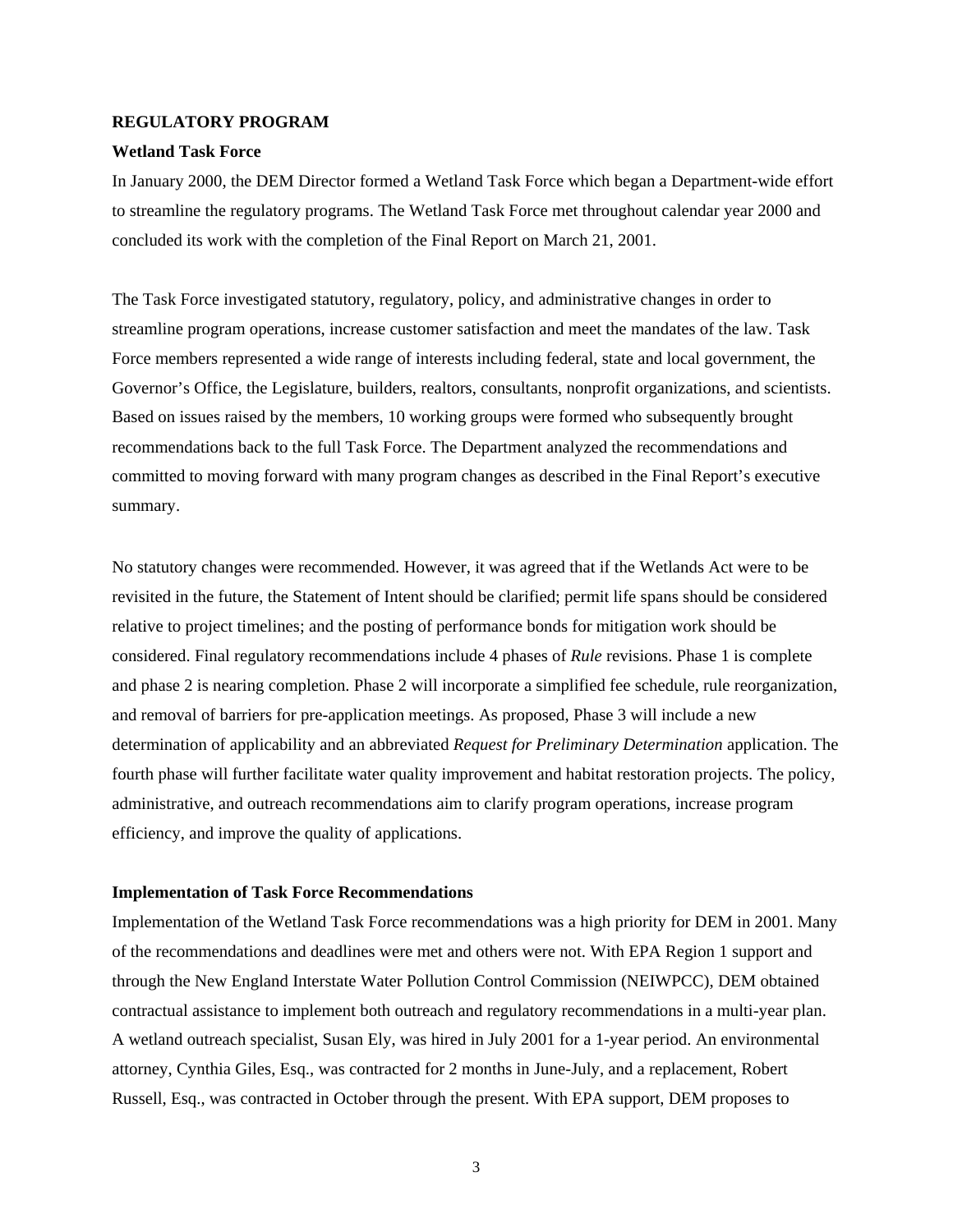## REGULATORY PROGRAM

### Wetland Task Force

In January 2000, the DEM Director formed a Wetland Task Force which began a Department-wide effort to streamline the regulatory programs. The Wetland Task Force met throughout calendar year 2000 and concluded its work with the completion of the Final Report on March 21, 2001.

The Task Force investigated statutory, regulatory, policy, and administrative changes in order to streamline program operations, increase customer satisfaction and meet the mandates of the law. Task Force members represented a wide range of interests including federal, state and local government, the Governor's Office, the Legislature, builders, realtors, consultants, nonprofit organizations, and scientists. Based on issues raised by the members, 10 working groups were formed who subsequently brought recommendations back to the full Task Force. The Department analyzed the recommendations and committed to moving forward with many program changes as described in the Final Report's executive summary.

No statutory changes were recommended. However, it was agreed that if the Wetlands Act were to be revisited in the future, the Statement of Intent should be clarified; permit life spans should be considered relative to project timelines; and the posting of performance bonds for mitigation work should be considered. Final regulatory recommendations include 4 phases of *Rule* revisions. Phase 1 is complete and phase 2 is nearing completion. Phase 2 will incorporate a simplified fee schedule, rule reorganization, and removal of barriers for pre-application meetings. As proposed, Phase 3 will include a new determination of applicability and an abbreviated *Request for Preliminary Determination* application. The fourth phase will further facilitate water quality improvement and habitat restoration projects. The policy, administrative, and outreach recommendations aim to clarify program operations, increase program efficiency, and improve the quality of applications.

### Implementation of Task Force Recommendations

Implementation of the Wetland Task Force recommendations was a high priority for DEM in 2001. Many of the recommendations and deadlines were met and others were not. With EPA Region 1 support and through the New England Interstate Water Pollution Control Commission (NEIWPCC), DEM obtained contractual assistance to implement both outreach and regulatory recommendations in a multi-year plan. A wetland outreach specialist, Susan Ely, was hired in July 2001 for a 1-year period. An environmental attorney, Cynthia Giles, Esq., was contracted for 2 months in June-July, and a replacement, Robert Russell, Esq., was contracted in October through the present. With EPA support, DEM proposes to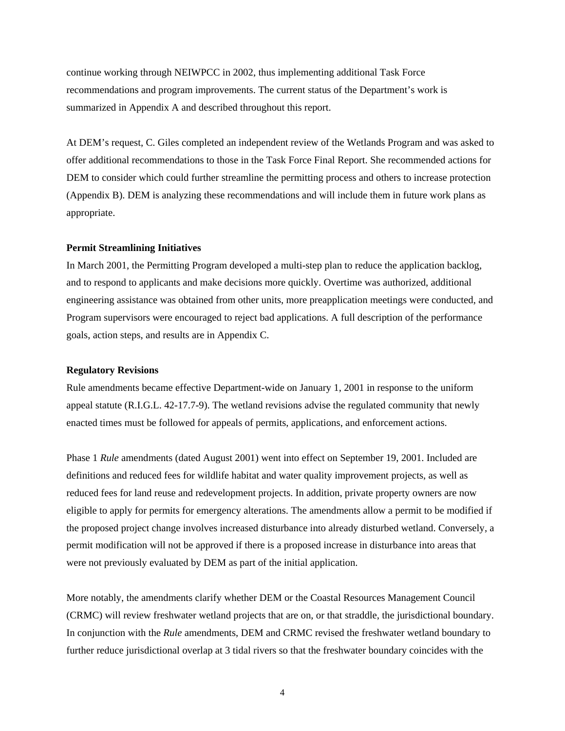continue working through NEIWPCC in 2002, thus implementing additional Task Force recommendations and program improvements. The current status of the Department's work is summarized in Appendix A and described throughout this report.

At DEM's request, C. Giles completed an independent review of the Wetlands Program and was asked to offer additional recommendations to those in the Task Force Final Report. She recommended actions for DEM to consider which could further streamline the permitting process and others to increase protection (Appendix B). DEM is analyzing these recommendations and will include them in future work plans as appropriate.

**Permit Streamlining Initiatives**

In March 2001, the Permitting Program developed a multi-step plan to reduce the application backlog, and to respond to applicants and make decisions more quickly. Overtime was authorized, additional engineering assistance was obtained from other units, more preapplication meetings were conducted, and Program supervisors were encouraged to reject bad applications. A full description of the performance goals, action steps, and results are in Appendix C.

**Regulatory Revisions**

Rule amendments became effective Department-wide on January 1, 2001 in response to the uniform appeal statute (R.I.G.L. 42-17.7-9). The wetland revisions advise the regulated community that newly enacted times must be followed for appeals of permits, applications, and enforcement actions.

Phase 1 *Rule* amendments (dated August 2001) went into effect on September 19, 2001. Included are definitions and reduced fees for wildlife habitat and water quality improvement projects, as well as reduced fees for land reuse and redevelopment projects. In addition, private property owners are now eligible to apply for permits for emergency alterations. The amendments allow a permit to be modified if the proposed project change involves increased disturbance into already disturbed wetland. Conversely, a permit modification will not be approved if there is a proposed increase in disturbance into areas that were not previously evaluated by DEM as part of the initial application.

More notably, the amendments clarify whether DEM or the Coastal Resources Management Council (CRMC) will review freshwater wetland projects that are on, or that straddle, the jurisdictional boundary. In conjunction with the *Rule* amendments, DEM and CRMC revised the freshwater wetland boundary to further reduce jurisdictional overlap at 3 tidal rivers so that the freshwater boundary coincides with the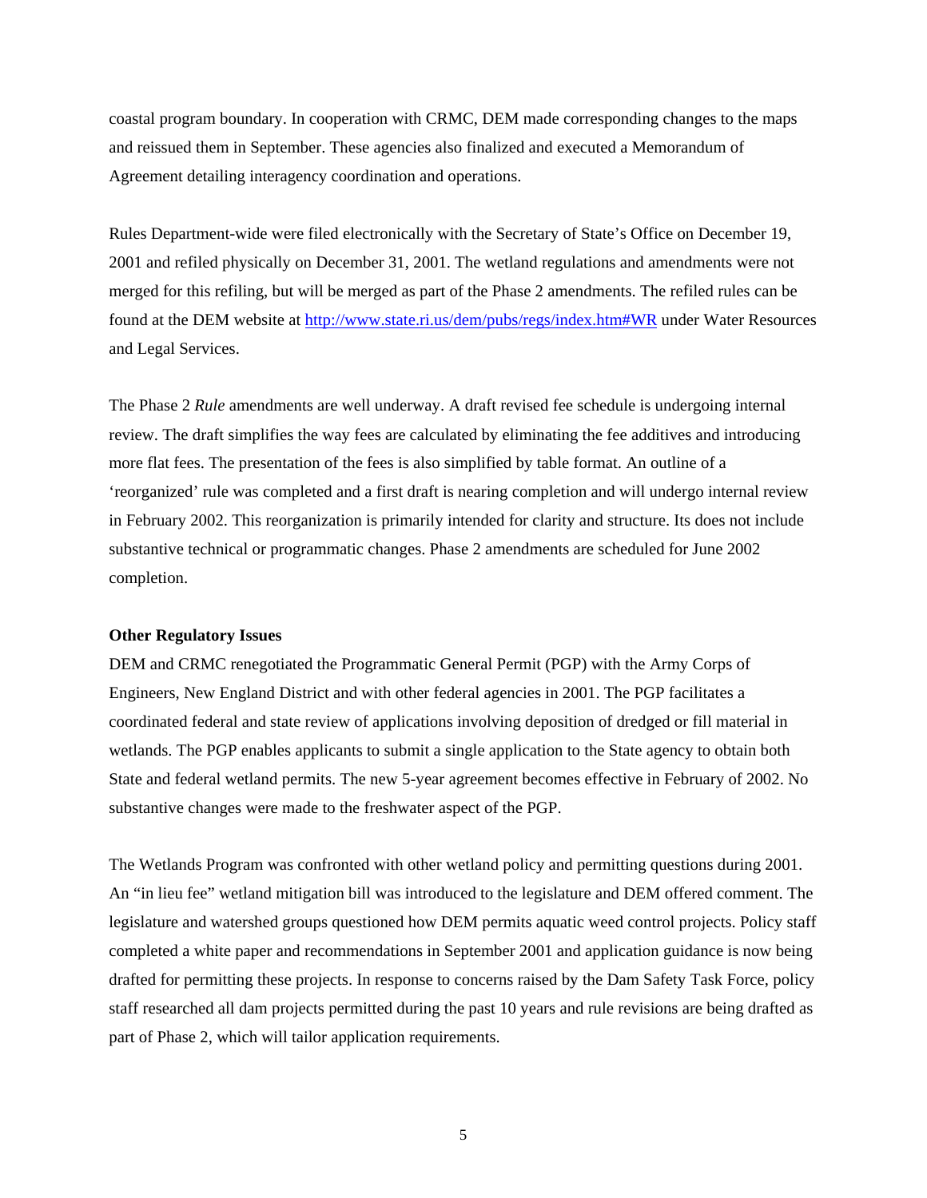coastal program boundary. In cooperation with CRMC, DEM made corresponding changes to the maps and reissued them in September. These agencies also finalized and executed a Memorandum of Agreement detailing interagency coordination and operations.

Rules Department-wide were filed electronically with the Secretary of State's Office on December 19, 2001 and refiled physically on December 31, 2001. The wetland regulations and amendments were not merged for this refiling, but will be merged as part of the Phase 2 amendments. The refiled rules can be found at the DEM website at http://www.state.ri.us/dem/pubs/regs/index.htm#WR under Water Resources and Legal Services.

The Phase 2 *Rule* amendments are well underway. A draft revised fee schedule is undergoing internal review. The draft simplifies the way fees are calculated by eliminating the fee additives and introducing more flat fees. The presentation of the fees is also simplified by table format. An outline of a 'reorganized' rule was completed and a first draft is nearing completion and will undergo internal review in February 2002. This reorganization is primarily intended for clarity and structure. Its does not include substantive technical or programmatic changes. Phase 2 amendments are scheduled for June 2002 completion.

**Other Regulatory Issues**

DEM and CRMC renegotiated the Programmatic General Permit (PGP) with the Army Corps of Engineers, New England District and with other federal agencies in 2001. The PGP facilitates a coordinated federal and state review of applications involving deposition of dredged or fill material in wetlands. The PGP enables applicants to submit a single application to the State agency to obtain both State and federal wetland permits. The new 5-year agreement becomes effective in February of 2002. No substantive changes were made to the freshwater aspect of the PGP.

The Wetlands Program was confronted with other wetland policy and permitting questions during 2001. An "in lieu fee" wetland mitigation bill was introduced to the legislature and DEM offered comment. The legislature and watershed groups questioned how DEM permits aquatic weed control projects. Policy staff completed a white paper and recommendations in September 2001 and application guidance is now being drafted for permitting these projects. In response to concerns raised by the Dam Safety Task Force, policy staff researched all dam projects permitted during the past 10 years and rule revisions are being drafted as part of Phase 2, which will tailor application requirements.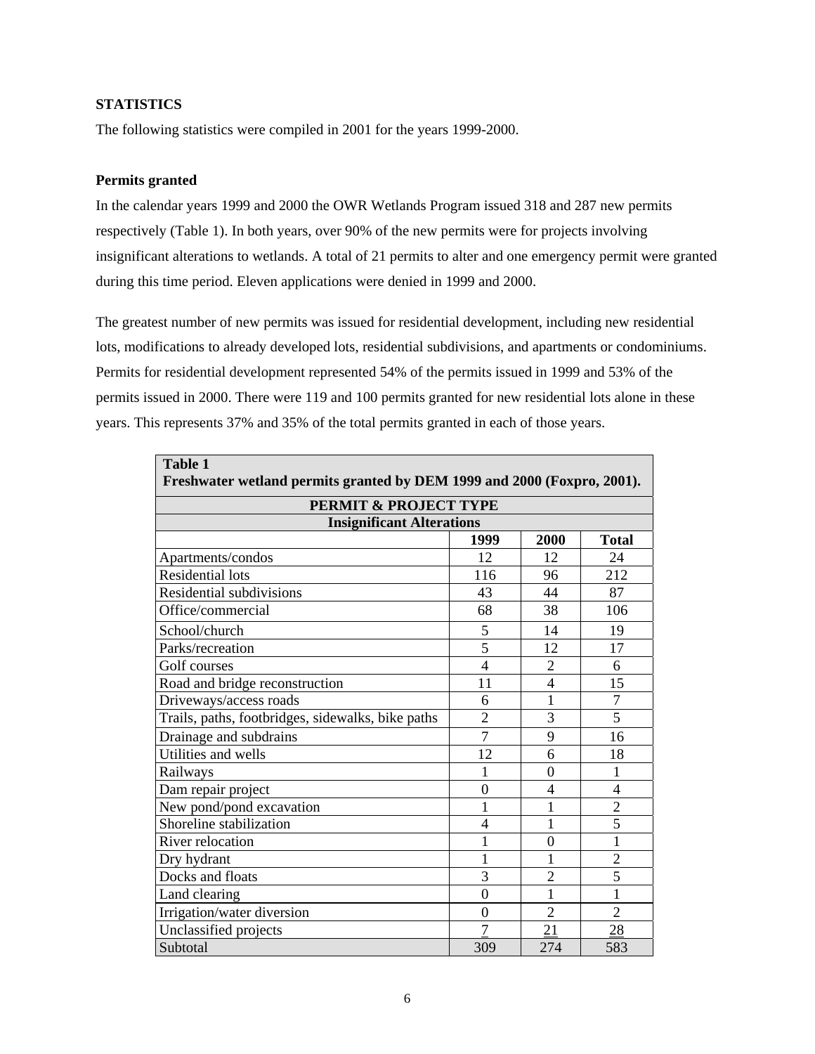## STATISTICS

The following statistics were compiled in 2001 for the years 1999-2000.

### Permits granted

In the calendar years 1999 and 2000 the OWR Wetlands Program issued 318 and 287 new permits respectively (Table 1). In both years, over 90% of the new permits were for projects involving insignificant alterations to wetlands. A total of 21 permits to alter and one emergency permit were granted during this time period. Eleven applications were denied in 1999 and 2000.

The greatest number of new permits was issued for residential development, including new residential lots, modifications to already developed lots, residential subdivisions, and apartments or condominiums. Permits for residential development represented 54% of the permits issued in 1999 and 53% of the permits issued in 2000. There were 119 and 100 permits granted for new residential lots alone in these years. This represents 37% and 35% of the total permits granted in each of those years.

**Table 1**
**Freshwater wetland permits granted by DEM 1999 and 2000 (Foxpro, 2001).**

| PERMIT & PROJECT TYPE | | | |
|---|---|---|---|
| **Insignificant Alterations** | | | |
| | **1999** | **2000** | **Total** |
| Apartments/condos | 12 | 12 | 24 |
| Residential lots | 116 | 96 | 212 |
| Residential subdivisions | 43 | 44 | 87 |
| Office/commercial | 68 | 38 | 106 |
| School/church | 5 | 14 | 19 |
| Parks/recreation | 5 | 12 | 17 |
| Golf courses | 4 | 2 | 6 |
| Road and bridge reconstruction | 11 | 4 | 15 |
| Driveways/access roads | 6 | 1 | 7 |
| Trails, paths, footbridges, sidewalks, bike paths | 2 | 3 | 5 |
| Drainage and subdrains | 7 | 9 | 16 |
| Utilities and wells | 12 | 6 | 18 |
| Railways | 1 | 0 | 1 |
| Dam repair project | 0 | 4 | 4 |
| New pond/pond excavation | 1 | 1 | 2 |
| Shoreline stabilization | 4 | 1 | 5 |
| River relocation | 1 | 0 | 1 |
| Dry hydrant | 1 | 1 | 2 |
| Docks and floats | 3 | 2 | 5 |
| Land clearing | 0 | 1 | 1 |
| Irrigation/water diversion | 0 | 2 | 2 |
| Unclassified projects | 7 | 21 | 28 |
| Subtotal | 309 | 274 | 583 |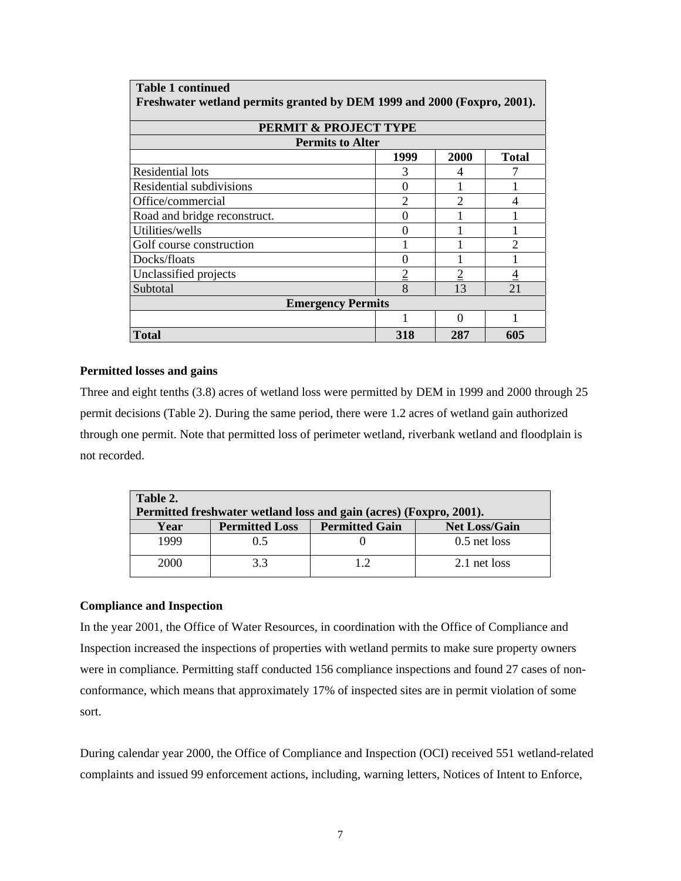| Table 1 continued<br>Freshwater wetland permits granted by DEM 1999 and 2000 (Foxpro, 2001). | | | |
|---|---|---|---|
| **PERMIT & PROJECT TYPE** | | | |
| **Permits to Alter** | | | |
| | **1999** | **2000** | **Total** |
| Residential lots | 3 | 4 | 7 |
| Residential subdivisions | 0 | 1 | 1 |
| Office/commercial | 2 | 2 | 4 |
| Road and bridge reconstruct. | 0 | 1 | 1 |
| Utilities/wells | 0 | 1 | 1 |
| Golf course construction | 1 | 1 | 2 |
| Docks/floats | 0 | 1 | 1 |
| Unclassified projects | 2 | 2 | 4 |
| Subtotal | 8 | 13 | 21 |
| **Emergency Permits** | | | |
| | 1 | 0 | 1 |
| **Total** | **318** | **287** | **605** |

**Permitted losses and gains**

Three and eight tenths (3.8) acres of wetland loss were permitted by DEM in 1999 and 2000 through 25 permit decisions (Table 2). During the same period, there were 1.2 acres of wetland gain authorized through one permit. Note that permitted loss of perimeter wetland, riverbank wetland and floodplain is not recorded.

| Table 2.<br>Permitted freshwater wetland loss and gain (acres) (Foxpro, 2001). | | | |
|---|---|---|---|
| **Year** | **Permitted Loss** | **Permitted Gain** | **Net Loss/Gain** |
| 1999 | 0.5 | 0 | 0.5 net loss |
| 2000 | 3.3 | 1.2 | 2.1 net loss |

**Compliance and Inspection**

In the year 2001, the Office of Water Resources, in coordination with the Office of Compliance and Inspection increased the inspections of properties with wetland permits to make sure property owners were in compliance. Permitting staff conducted 156 compliance inspections and found 27 cases of non-conformance, which means that approximately 17% of inspected sites are in permit violation of some sort.

During calendar year 2000, the Office of Compliance and Inspection (OCI) received 551 wetland-related complaints and issued 99 enforcement actions, including, warning letters, Notices of Intent to Enforce,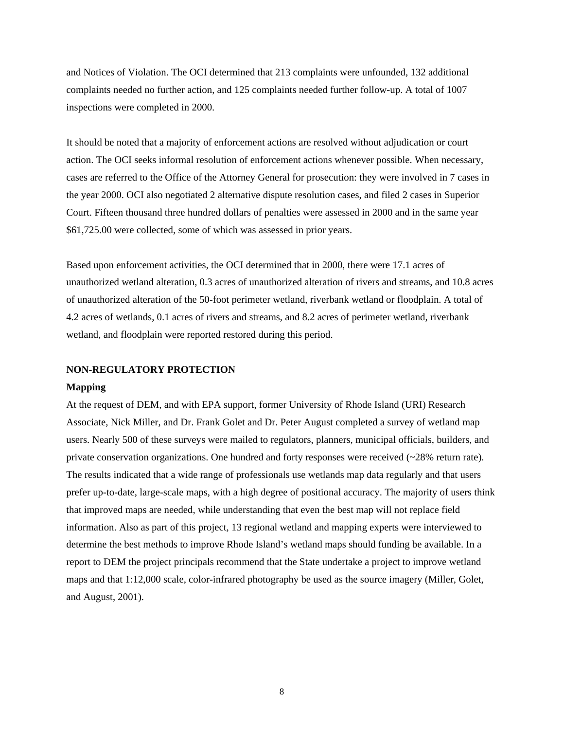and Notices of Violation. The OCI determined that 213 complaints were unfounded, 132 additional complaints needed no further action, and 125 complaints needed further follow-up. A total of 1007 inspections were completed in 2000.

It should be noted that a majority of enforcement actions are resolved without adjudication or court action. The OCI seeks informal resolution of enforcement actions whenever possible. When necessary, cases are referred to the Office of the Attorney General for prosecution: they were involved in 7 cases in the year 2000. OCI also negotiated 2 alternative dispute resolution cases, and filed 2 cases in Superior Court. Fifteen thousand three hundred dollars of penalties were assessed in 2000 and in the same year $61,725.00 were collected, some of which was assessed in prior years.

Based upon enforcement activities, the OCI determined that in 2000, there were 17.1 acres of unauthorized wetland alteration, 0.3 acres of unauthorized alteration of rivers and streams, and 10.8 acres of unauthorized alteration of the 50-foot perimeter wetland, riverbank wetland or floodplain. A total of 4.2 acres of wetlands, 0.1 acres of rivers and streams, and 8.2 acres of perimeter wetland, riverbank wetland, and floodplain were reported restored during this period.

## NON-REGULATORY PROTECTION

### Mapping

At the request of DEM, and with EPA support, former University of Rhode Island (URI) Research Associate, Nick Miller, and Dr. Frank Golet and Dr. Peter August completed a survey of wetland map users. Nearly 500 of these surveys were mailed to regulators, planners, municipal officials, builders, and private conservation organizations. One hundred and forty responses were received (~28% return rate). The results indicated that a wide range of professionals use wetlands map data regularly and that users prefer up-to-date, large-scale maps, with a high degree of positional accuracy. The majority of users think that improved maps are needed, while understanding that even the best map will not replace field information. Also as part of this project, 13 regional wetland and mapping experts were interviewed to determine the best methods to improve Rhode Island's wetland maps should funding be available. In a report to DEM the project principals recommend that the State undertake a project to improve wetland maps and that 1:12,000 scale, color-infrared photography be used as the source imagery (Miller, Golet, and August, 2001).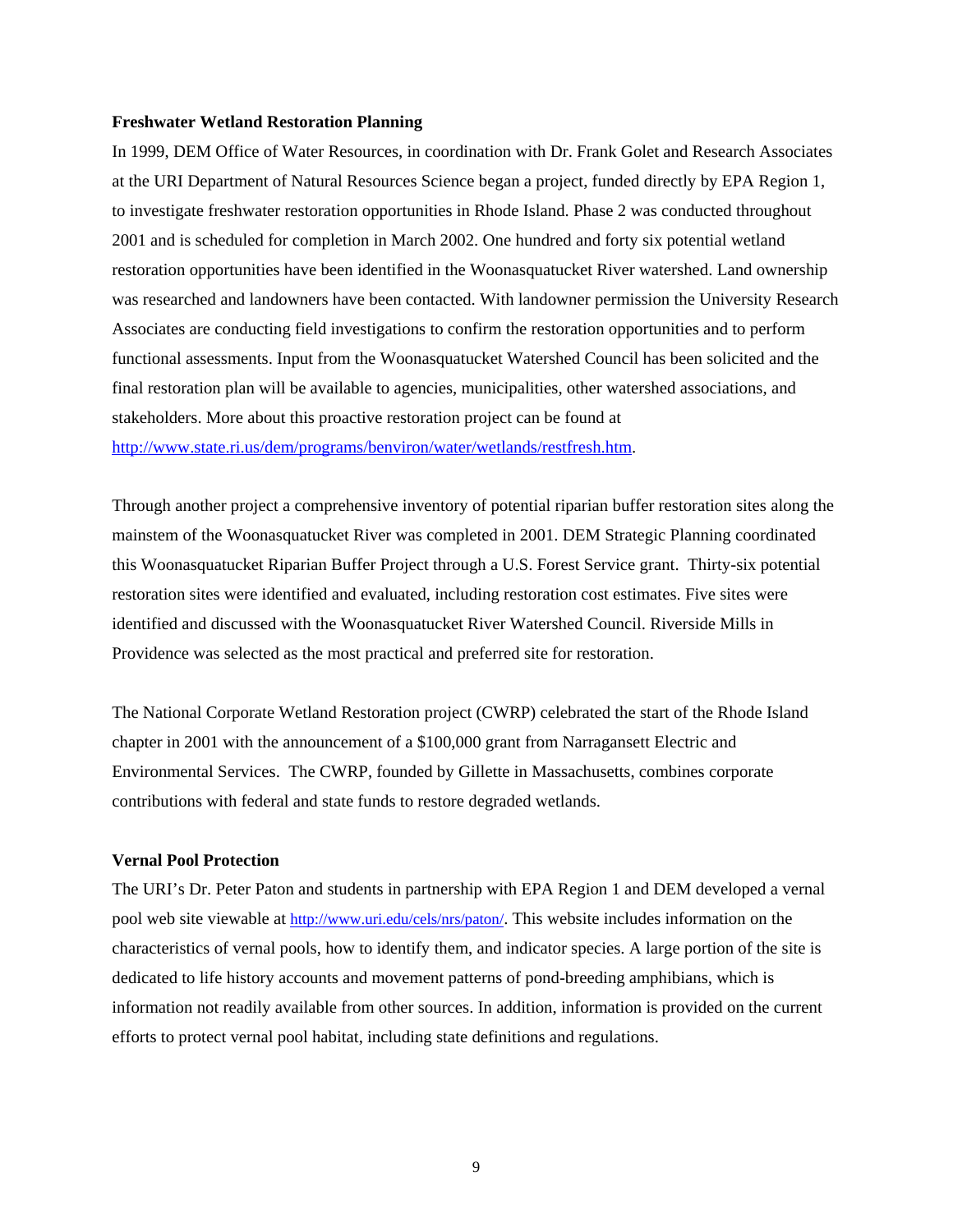**Freshwater Wetland Restoration Planning**

In 1999, DEM Office of Water Resources, in coordination with Dr. Frank Golet and Research Associates at the URI Department of Natural Resources Science began a project, funded directly by EPA Region 1, to investigate freshwater restoration opportunities in Rhode Island. Phase 2 was conducted throughout 2001 and is scheduled for completion in March 2002. One hundred and forty six potential wetland restoration opportunities have been identified in the Woonasquatucket River watershed. Land ownership was researched and landowners have been contacted. With landowner permission the University Research Associates are conducting field investigations to confirm the restoration opportunities and to perform functional assessments. Input from the Woonasquatucket Watershed Council has been solicited and the final restoration plan will be available to agencies, municipalities, other watershed associations, and stakeholders. More about this proactive restoration project can be found at http://www.state.ri.us/dem/programs/benviron/water/wetlands/restfresh.htm.

Through another project a comprehensive inventory of potential riparian buffer restoration sites along the mainstem of the Woonasquatucket River was completed in 2001. DEM Strategic Planning coordinated this Woonasquatucket Riparian Buffer Project through a U.S. Forest Service grant. Thirty-six potential restoration sites were identified and evaluated, including restoration cost estimates. Five sites were identified and discussed with the Woonasquatucket River Watershed Council. Riverside Mills in Providence was selected as the most practical and preferred site for restoration.

The National Corporate Wetland Restoration project (CWRP) celebrated the start of the Rhode Island chapter in 2001 with the announcement of a $100,000 grant from Narragansett Electric and Environmental Services. The CWRP, founded by Gillette in Massachusetts, combines corporate contributions with federal and state funds to restore degraded wetlands.

**Vernal Pool Protection**

The URI's Dr. Peter Paton and students in partnership with EPA Region 1 and DEM developed a vernal pool web site viewable at http://www.uri.edu/cels/nrs/paton/. This website includes information on the characteristics of vernal pools, how to identify them, and indicator species. A large portion of the site is dedicated to life history accounts and movement patterns of pond-breeding amphibians, which is information not readily available from other sources. In addition, information is provided on the current efforts to protect vernal pool habitat, including state definitions and regulations.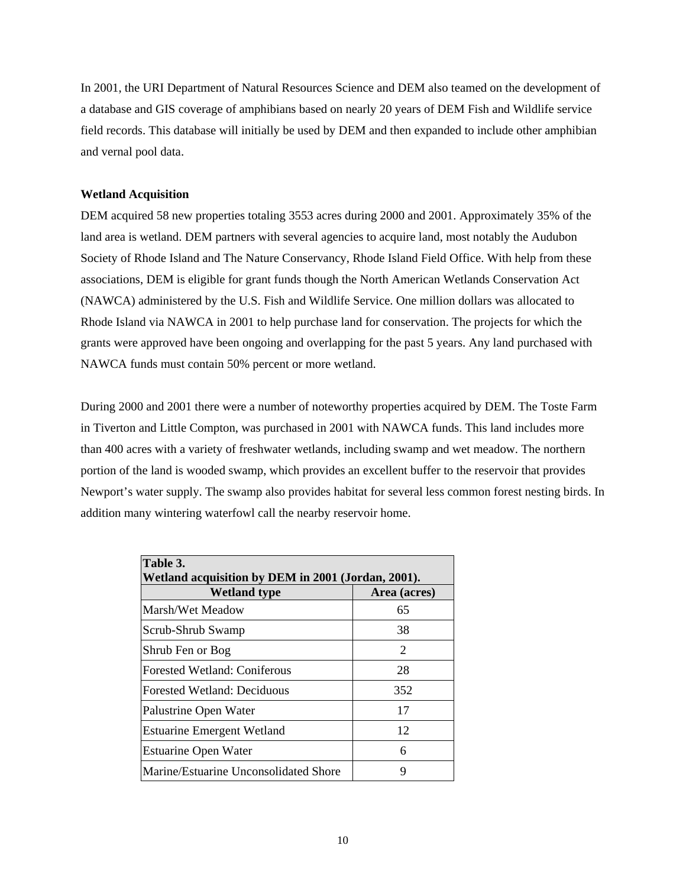In 2001, the URI Department of Natural Resources Science and DEM also teamed on the development of a database and GIS coverage of amphibians based on nearly 20 years of DEM Fish and Wildlife service field records. This database will initially be used by DEM and then expanded to include other amphibian and vernal pool data.

**Wetland Acquisition**

DEM acquired 58 new properties totaling 3553 acres during 2000 and 2001. Approximately 35% of the land area is wetland. DEM partners with several agencies to acquire land, most notably the Audubon Society of Rhode Island and The Nature Conservancy, Rhode Island Field Office. With help from these associations, DEM is eligible for grant funds though the North American Wetlands Conservation Act (NAWCA) administered by the U.S. Fish and Wildlife Service. One million dollars was allocated to Rhode Island via NAWCA in 2001 to help purchase land for conservation. The projects for which the grants were approved have been ongoing and overlapping for the past 5 years. Any land purchased with NAWCA funds must contain 50% percent or more wetland.

During 2000 and 2001 there were a number of noteworthy properties acquired by DEM. The Toste Farm in Tiverton and Little Compton, was purchased in 2001 with NAWCA funds. This land includes more than 400 acres with a variety of freshwater wetlands, including swamp and wet meadow. The northern portion of the land is wooded swamp, which provides an excellent buffer to the reservoir that provides Newport's water supply. The swamp also provides habitat for several less common forest nesting birds. In addition many wintering waterfowl call the nearby reservoir home.

**Table 3.**
**Wetland acquisition by DEM in 2001 (Jordan, 2001).**

| Wetland type | Area (acres) |
|---|---|
| Marsh/Wet Meadow | 65 |
| Scrub-Shrub Swamp | 38 |
| Shrub Fen or Bog | 2 |
| Forested Wetland: Coniferous | 28 |
| Forested Wetland: Deciduous | 352 |
| Palustrine Open Water | 17 |
| Estuarine Emergent Wetland | 12 |
| Estuarine Open Water | 6 |
| Marine/Estuarine Unconsolidated Shore | 9 |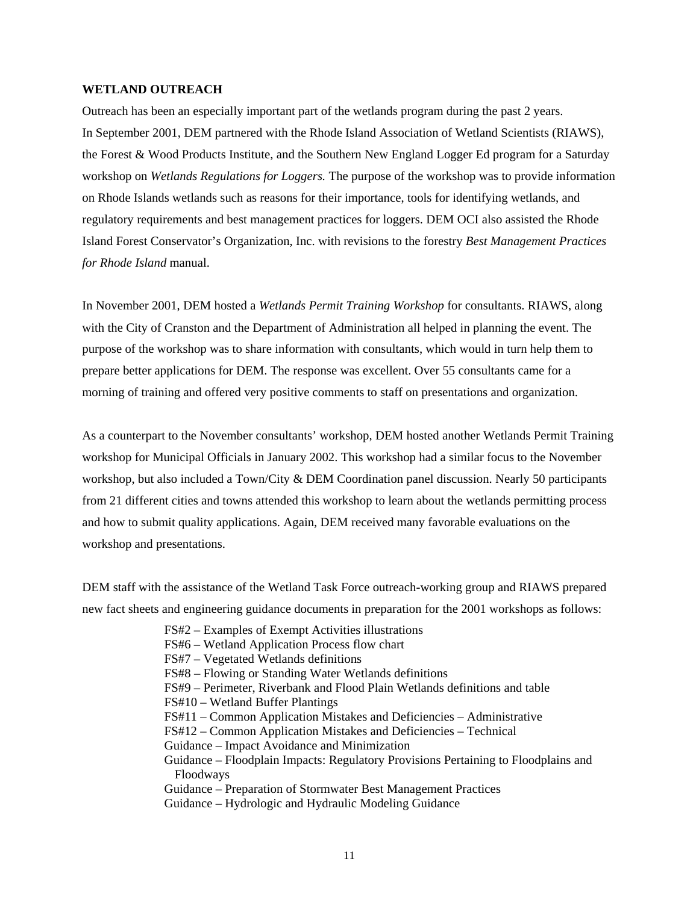**WETLAND OUTREACH**

Outreach has been an especially important part of the wetlands program during the past 2 years. In September 2001, DEM partnered with the Rhode Island Association of Wetland Scientists (RIAWS), the Forest & Wood Products Institute, and the Southern New England Logger Ed program for a Saturday workshop on *Wetlands Regulations for Loggers.* The purpose of the workshop was to provide information on Rhode Islands wetlands such as reasons for their importance, tools for identifying wetlands, and regulatory requirements and best management practices for loggers. DEM OCI also assisted the Rhode Island Forest Conservator's Organization, Inc. with revisions to the forestry *Best Management Practices for Rhode Island* manual.

In November 2001, DEM hosted a *Wetlands Permit Training Workshop* for consultants. RIAWS, along with the City of Cranston and the Department of Administration all helped in planning the event. The purpose of the workshop was to share information with consultants, which would in turn help them to prepare better applications for DEM. The response was excellent. Over 55 consultants came for a morning of training and offered very positive comments to staff on presentations and organization.

As a counterpart to the November consultants' workshop, DEM hosted another Wetlands Permit Training workshop for Municipal Officials in January 2002. This workshop had a similar focus to the November workshop, but also included a Town/City & DEM Coordination panel discussion. Nearly 50 participants from 21 different cities and towns attended this workshop to learn about the wetlands permitting process and how to submit quality applications. Again, DEM received many favorable evaluations on the workshop and presentations.

DEM staff with the assistance of the Wetland Task Force outreach-working group and RIAWS prepared new fact sheets and engineering guidance documents in preparation for the 2001 workshops as follows:

- FS#2 – Examples of Exempt Activities illustrations
- FS#6 – Wetland Application Process flow chart
- FS#7 – Vegetated Wetlands definitions
- FS#8 – Flowing or Standing Water Wetlands definitions
- FS#9 – Perimeter, Riverbank and Flood Plain Wetlands definitions and table
- FS#10 – Wetland Buffer Plantings
- FS#11 – Common Application Mistakes and Deficiencies – Administrative
- FS#12 – Common Application Mistakes and Deficiencies – Technical
- Guidance – Impact Avoidance and Minimization
- Guidance – Floodplain Impacts: Regulatory Provisions Pertaining to Floodplains and Floodways
- Guidance – Preparation of Stormwater Best Management Practices
- Guidance – Hydrologic and Hydraulic Modeling Guidance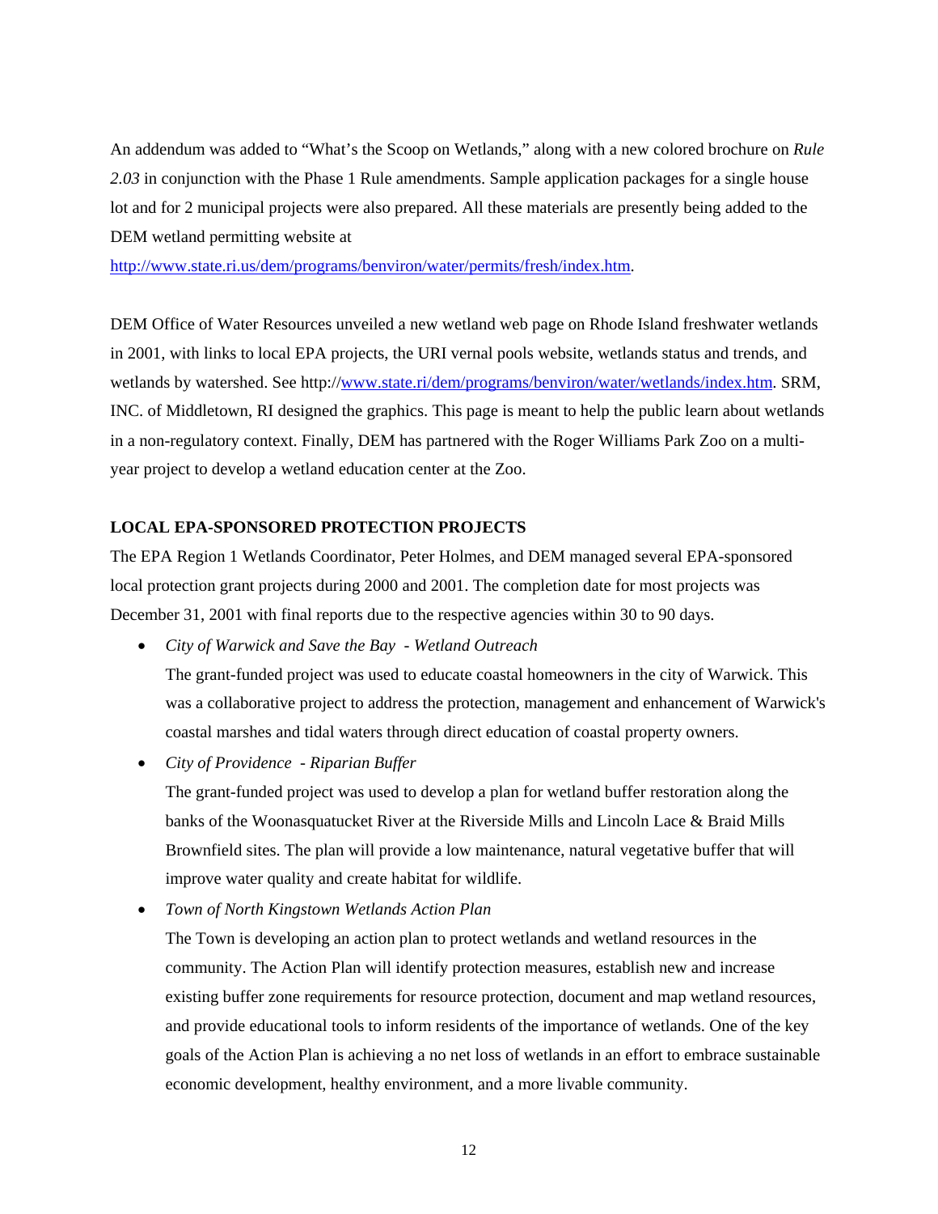An addendum was added to "What's the Scoop on Wetlands," along with a new colored brochure on *Rule 2.03* in conjunction with the Phase 1 Rule amendments. Sample application packages for a single house lot and for 2 municipal projects were also prepared. All these materials are presently being added to the DEM wetland permitting website at http://www.state.ri.us/dem/programs/benviron/water/permits/fresh/index.htm.

DEM Office of Water Resources unveiled a new wetland web page on Rhode Island freshwater wetlands in 2001, with links to local EPA projects, the URI vernal pools website, wetlands status and trends, and wetlands by watershed. See http://www.state.ri/dem/programs/benviron/water/wetlands/index.htm. SRM, INC. of Middletown, RI designed the graphics. This page is meant to help the public learn about wetlands in a non-regulatory context. Finally, DEM has partnered with the Roger Williams Park Zoo on a multi-year project to develop a wetland education center at the Zoo.

**LOCAL EPA-SPONSORED PROTECTION PROJECTS**

The EPA Region 1 Wetlands Coordinator, Peter Holmes, and DEM managed several EPA-sponsored local protection grant projects during 2000 and 2001. The completion date for most projects was December 31, 2001 with final reports due to the respective agencies within 30 to 90 days.

- *City of Warwick and Save the Bay - Wetland Outreach*

  The grant-funded project was used to educate coastal homeowners in the city of Warwick. This was a collaborative project to address the protection, management and enhancement of Warwick's coastal marshes and tidal waters through direct education of coastal property owners.

- *City of Providence - Riparian Buffer*

  The grant-funded project was used to develop a plan for wetland buffer restoration along the banks of the Woonasquatucket River at the Riverside Mills and Lincoln Lace & Braid Mills Brownfield sites. The plan will provide a low maintenance, natural vegetative buffer that will improve water quality and create habitat for wildlife.

- *Town of North Kingstown Wetlands Action Plan*

  The Town is developing an action plan to protect wetlands and wetland resources in the community. The Action Plan will identify protection measures, establish new and increase existing buffer zone requirements for resource protection, document and map wetland resources, and provide educational tools to inform residents of the importance of wetlands. One of the key goals of the Action Plan is achieving a no net loss of wetlands in an effort to embrace sustainable economic development, healthy environment, and a more livable community.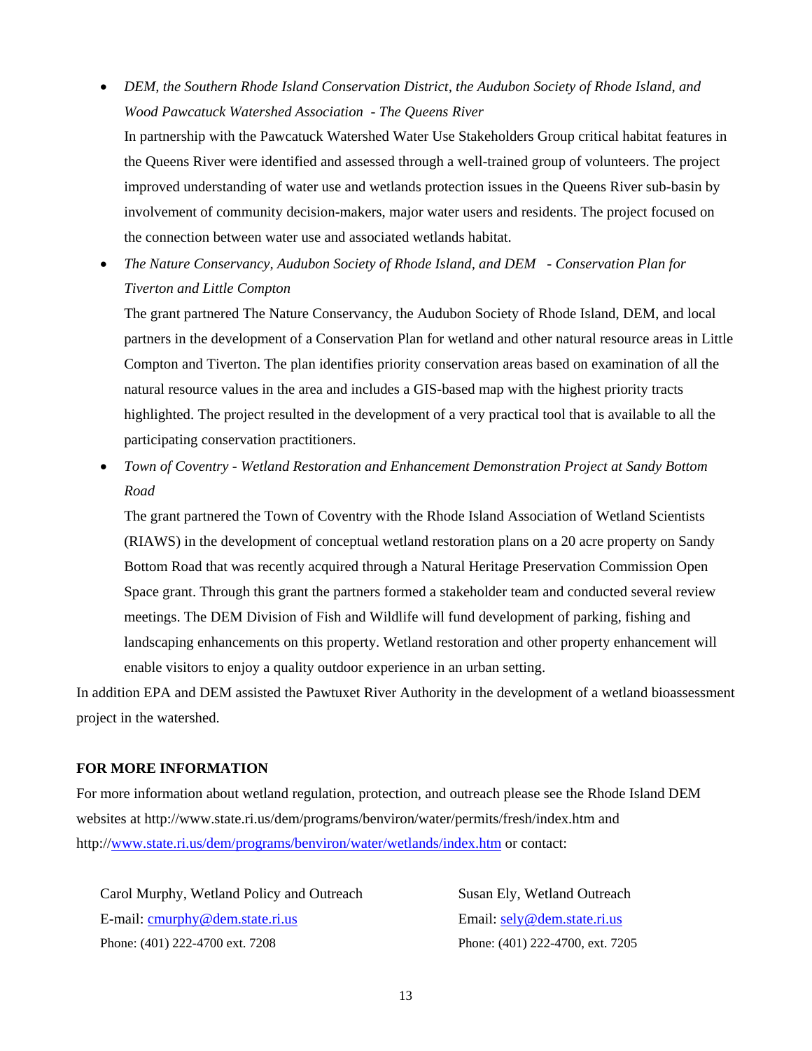- *DEM, the Southern Rhode Island Conservation District, the Audubon Society of Rhode Island, and Wood Pawcatuck Watershed Association - The Queens River*
  
  In partnership with the Pawcatuck Watershed Water Use Stakeholders Group critical habitat features in the Queens River were identified and assessed through a well-trained group of volunteers. The project improved understanding of water use and wetlands protection issues in the Queens River sub-basin by involvement of community decision-makers, major water users and residents. The project focused on the connection between water use and associated wetlands habitat.

- *The Nature Conservancy, Audubon Society of Rhode Island, and DEM - Conservation Plan for Tiverton and Little Compton*
  
  The grant partnered The Nature Conservancy, the Audubon Society of Rhode Island, DEM, and local partners in the development of a Conservation Plan for wetland and other natural resource areas in Little Compton and Tiverton. The plan identifies priority conservation areas based on examination of all the natural resource values in the area and includes a GIS-based map with the highest priority tracts highlighted. The project resulted in the development of a very practical tool that is available to all the participating conservation practitioners.

- *Town of Coventry - Wetland Restoration and Enhancement Demonstration Project at Sandy Bottom Road*
  
  The grant partnered the Town of Coventry with the Rhode Island Association of Wetland Scientists (RIAWS) in the development of conceptual wetland restoration plans on a 20 acre property on Sandy Bottom Road that was recently acquired through a Natural Heritage Preservation Commission Open Space grant. Through this grant the partners formed a stakeholder team and conducted several review meetings. The DEM Division of Fish and Wildlife will fund development of parking, fishing and landscaping enhancements on this property. Wetland restoration and other property enhancement will enable visitors to enjoy a quality outdoor experience in an urban setting.

In addition EPA and DEM assisted the Pawtuxet River Authority in the development of a wetland bioassessment project in the watershed.

**FOR MORE INFORMATION**

For more information about wetland regulation, protection, and outreach please see the Rhode Island DEM websites at http://www.state.ri.us/dem/programs/benviron/water/permits/fresh/index.htm and http://www.state.ri.us/dem/programs/benviron/water/wetlands/index.htm or contact:

Carol Murphy, Wetland Policy and Outreach
E-mail: cmurphy@dem.state.ri.us
Phone: (401) 222-4700 ext. 7208

Susan Ely, Wetland Outreach
Email: sely@dem.state.ri.us
Phone: (401) 222-4700, ext. 7205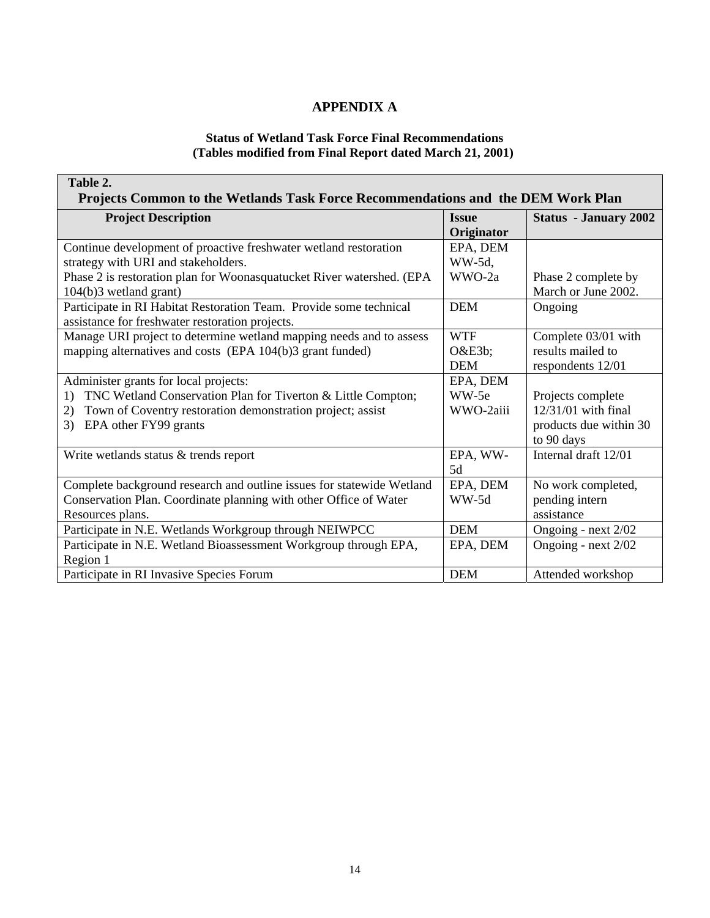# APPENDIX A

### Status of Wetland Task Force Final Recommendations
### (Tables modified from Final Report dated March 21, 2001)

**Table 2.**
**Projects Common to the Wetlands Task Force Recommendations and the DEM Work Plan**

| Project Description | Issue Originator | Status - January 2002 |
|---|---|---|
| Continue development of proactive freshwater wetland restoration strategy with URI and stakeholders.<br>Phase 2 is restoration plan for Woonasquatucket River watershed. (EPA 104(b)3 wetland grant) | EPA, DEM WW-5d, WWO-2a | Phase 2 complete by March or June 2002. |
| Participate in RI Habitat Restoration Team. Provide some technical assistance for freshwater restoration projects. | DEM | Ongoing |
| Manage URI project to determine wetland mapping needs and to assess mapping alternatives and costs (EPA 104(b)3 grant funded) | WTF O&E3b; DEM | Complete 03/01 with results mailed to respondents 12/01 |
| Administer grants for local projects:<br>1) TNC Wetland Conservation Plan for Tiverton & Little Compton;<br>2) Town of Coventry restoration demonstration project; assist<br>3) EPA other FY99 grants | EPA, DEM WW-5e WWO-2aiii | Projects complete 12/31/01 with final products due within 30 to 90 days |
| Write wetlands status & trends report | EPA, WW-5d | Internal draft 12/01 |
| Complete background research and outline issues for statewide Wetland Conservation Plan. Coordinate planning with other Office of Water Resources plans. | EPA, DEM WW-5d | No work completed, pending intern assistance |
| Participate in N.E. Wetlands Workgroup through NEIWPCC | DEM | Ongoing - next 2/02 |
| Participate in N.E. Wetland Bioassessment Workgroup through EPA, Region 1 | EPA, DEM | Ongoing - next 2/02 |
| Participate in RI Invasive Species Forum | DEM | Attended workshop |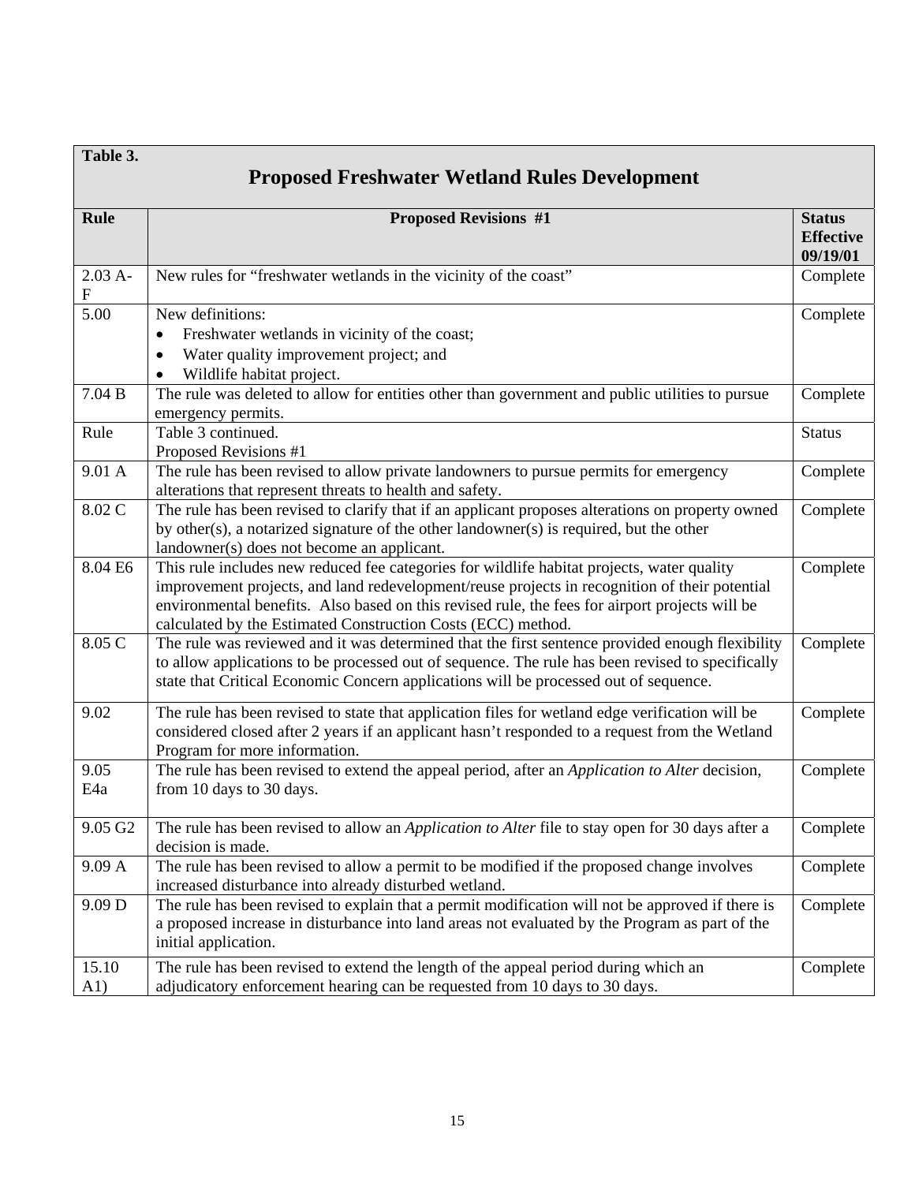**Table 3.**

## Proposed Freshwater Wetland Rules Development

| Rule | Proposed Revisions #1 | Status Effective 09/19/01 |
|---|---|---|
| 2.03 A-F | New rules for "freshwater wetlands in the vicinity of the coast" | Complete |
| 5.00 | New definitions:<br>• Freshwater wetlands in vicinity of the coast;<br>• Water quality improvement project; and<br>• Wildlife habitat project. | Complete |
| 7.04 B | The rule was deleted to allow for entities other than government and public utilities to pursue emergency permits. | Complete |
| Rule | Table 3 continued.<br>Proposed Revisions #1 | Status |
| 9.01 A | The rule has been revised to allow private landowners to pursue permits for emergency alterations that represent threats to health and safety. | Complete |
| 8.02 C | The rule has been revised to clarify that if an applicant proposes alterations on property owned by other(s), a notarized signature of the other landowner(s) is required, but the other landowner(s) does not become an applicant. | Complete |
| 8.04 E6 | This rule includes new reduced fee categories for wildlife habitat projects, water quality improvement projects, and land redevelopment/reuse projects in recognition of their potential environmental benefits. Also based on this revised rule, the fees for airport projects will be calculated by the Estimated Construction Costs (ECC) method. | Complete |
| 8.05 C | The rule was reviewed and it was determined that the first sentence provided enough flexibility to allow applications to be processed out of sequence. The rule has been revised to specifically state that Critical Economic Concern applications will be processed out of sequence. | Complete |
| 9.02 | The rule has been revised to state that application files for wetland edge verification will be considered closed after 2 years if an applicant hasn't responded to a request from the Wetland Program for more information. | Complete |
| 9.05 E4a | The rule has been revised to extend the appeal period, after an *Application to Alter* decision, from 10 days to 30 days. | Complete |
| 9.05 G2 | The rule has been revised to allow an *Application to Alter* file to stay open for 30 days after a decision is made. | Complete |
| 9.09 A | The rule has been revised to allow a permit to be modified if the proposed change involves increased disturbance into already disturbed wetland. | Complete |
| 9.09 D | The rule has been revised to explain that a permit modification will not be approved if there is a proposed increase in disturbance into land areas not evaluated by the Program as part of the initial application. | Complete |
| 15.10 A1) | The rule has been revised to extend the length of the appeal period during which an adjudicatory enforcement hearing can be requested from 10 days to 30 days. | Complete |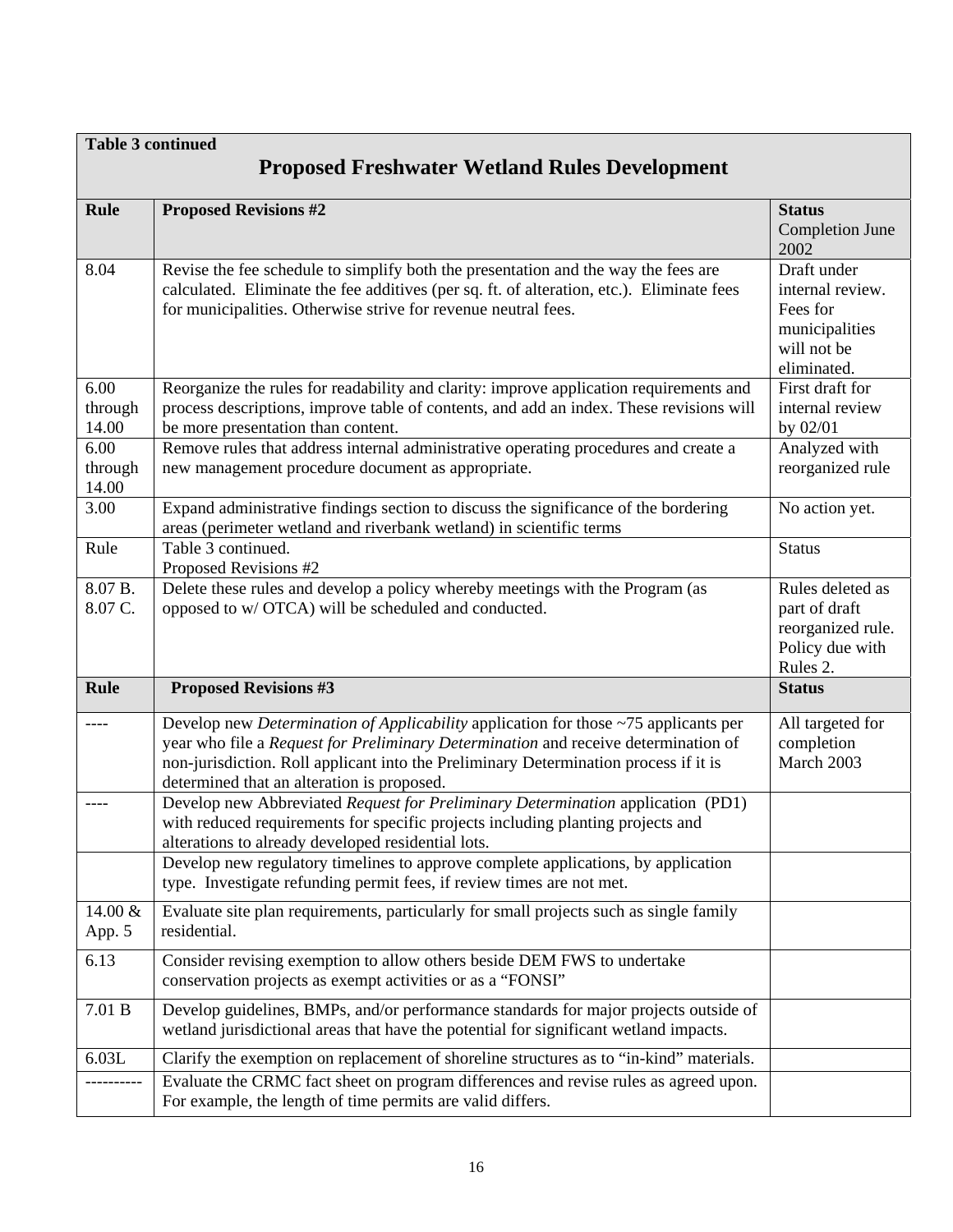**Table 3 continued**

## Proposed Freshwater Wetland Rules Development

| **Rule** | **Proposed Revisions #2** | **Status** Completion June 2002 |
|---|---|---|
| 8.04 | Revise the fee schedule to simplify both the presentation and the way the fees are calculated. Eliminate the fee additives (per sq. ft. of alteration, etc.). Eliminate fees for municipalities. Otherwise strive for revenue neutral fees. | Draft under internal review. Fees for municipalities will not be eliminated. |
| 6.00 through 14.00 | Reorganize the rules for readability and clarity: improve application requirements and process descriptions, improve table of contents, and add an index. These revisions will be more presentation than content. | First draft for internal review by 02/01 |
| 6.00 through 14.00 | Remove rules that address internal administrative operating procedures and create a new management procedure document as appropriate. | Analyzed with reorganized rule |
| 3.00 | Expand administrative findings section to discuss the significance of the bordering areas (perimeter wetland and riverbank wetland) in scientific terms | No action yet. |
| Rule | Table 3 continued. Proposed Revisions #2 | Status |
| 8.07 B. 8.07 C. | Delete these rules and develop a policy whereby meetings with the Program (as opposed to w/ OTCA) will be scheduled and conducted. | Rules deleted as part of draft reorganized rule. Policy due with Rules 2. |
| **Rule** | **Proposed Revisions #3** | **Status** |
| ---- | Develop new *Determination of Applicability* application for those ~75 applicants per year who file a *Request for Preliminary Determination* and receive determination of non-jurisdiction. Roll applicant into the Preliminary Determination process if it is determined that an alteration is proposed. | All targeted for completion March 2003 |
| ---- | Develop new Abbreviated *Request for Preliminary Determination* application (PD1) with reduced requirements for specific projects including planting projects and alterations to already developed residential lots. | |
| | Develop new regulatory timelines to approve complete applications, by application type. Investigate refunding permit fees, if review times are not met. | |
| 14.00 & App. 5 | Evaluate site plan requirements, particularly for small projects such as single family residential. | |
| 6.13 | Consider revising exemption to allow others beside DEM FWS to undertake conservation projects as exempt activities or as a "FONSI" | |
| 7.01 B | Develop guidelines, BMPs, and/or performance standards for major projects outside of wetland jurisdictional areas that have the potential for significant wetland impacts. | |
| 6.03L | Clarify the exemption on replacement of shoreline structures as to "in-kind" materials. | |
| ---------- | Evaluate the CRMC fact sheet on program differences and revise rules as agreed upon. For example, the length of time permits are valid differs. | |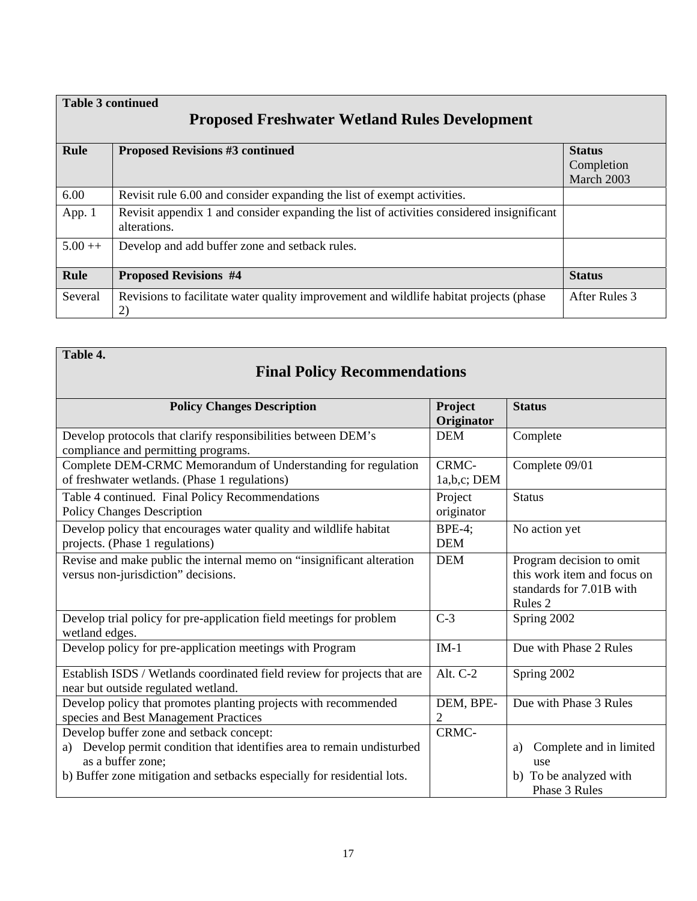**Table 3 continued**

## Proposed Freshwater Wetland Rules Development

| Rule | Proposed Revisions #3 continued | Status Completion March 2003 |
|---|---|---|
| 6.00 | Revisit rule 6.00 and consider expanding the list of exempt activities. | |
| App. 1 | Revisit appendix 1 and consider expanding the list of activities considered insignificant alterations. | |
| 5.00 ++ | Develop and add buffer zone and setback rules. | |
| **Rule** | **Proposed Revisions #4** | **Status** |
| Several | Revisions to facilitate water quality improvement and wildlife habitat projects (phase 2) | After Rules 3 |

**Table 4.**

## Final Policy Recommendations

| Policy Changes Description | Project Originator | Status |
|---|---|---|
| Develop protocols that clarify responsibilities between DEM's compliance and permitting programs. | DEM | Complete |
| Complete DEM-CRMC Memorandum of Understanding for regulation of freshwater wetlands. (Phase 1 regulations) | CRMC-1a,b,c; DEM | Complete 09/01 |
| Table 4 continued. Final Policy Recommendations Policy Changes Description | Project originator | Status |
| Develop policy that encourages water quality and wildlife habitat projects. (Phase 1 regulations) | BPE-4; DEM | No action yet |
| Revise and make public the internal memo on "insignificant alteration versus non-jurisdiction" decisions. | DEM | Program decision to omit this work item and focus on standards for 7.01B with Rules 2 |
| Develop trial policy for pre-application field meetings for problem wetland edges. | C-3 | Spring 2002 |
| Develop policy for pre-application meetings with Program | IM-1 | Due with Phase 2 Rules |
| Establish ISDS / Wetlands coordinated field review for projects that are near but outside regulated wetland. | Alt. C-2 | Spring 2002 |
| Develop policy that promotes planting projects with recommended species and Best Management Practices | DEM, BPE-2 | Due with Phase 3 Rules |
| Develop buffer zone and setback concept:<br>a) Develop permit condition that identifies area to remain undisturbed as a buffer zone;<br>b) Buffer zone mitigation and setbacks especially for residential lots. | CRMC- | a) Complete and in limited use<br>b) To be analyzed with Phase 3 Rules |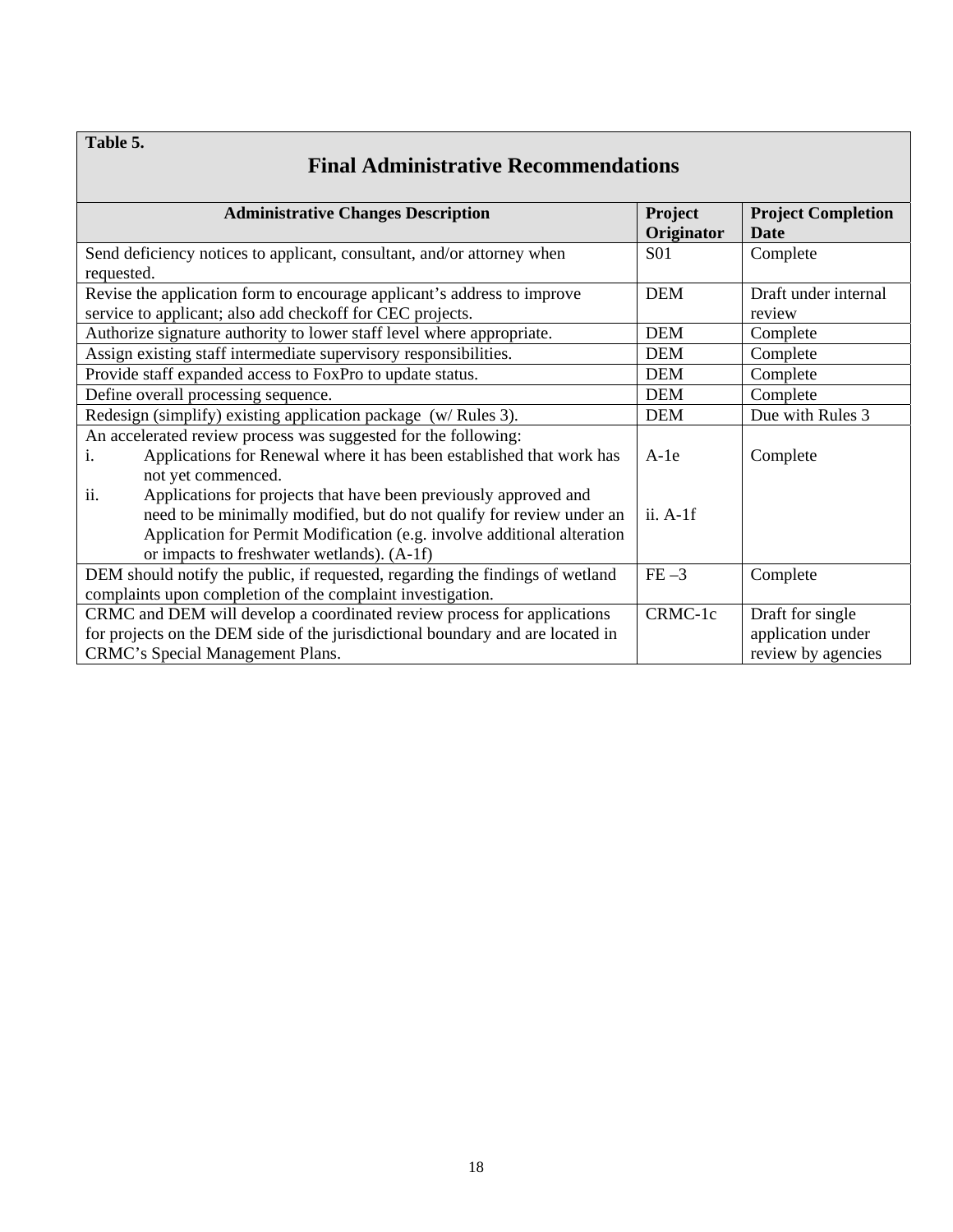**Table 5.**

## Final Administrative Recommendations

| Administrative Changes Description | Project Originator | Project Completion Date |
|---|---|---|
| Send deficiency notices to applicant, consultant, and/or attorney when requested. | S01 | Complete |
| Revise the application form to encourage applicant's address to improve service to applicant; also add checkoff for CEC projects. | DEM | Draft under internal review |
| Authorize signature authority to lower staff level where appropriate. | DEM | Complete |
| Assign existing staff intermediate supervisory responsibilities. | DEM | Complete |
| Provide staff expanded access to FoxPro to update status. | DEM | Complete |
| Define overall processing sequence. | DEM | Complete |
| Redesign (simplify) existing application package (w/ Rules 3). | DEM | Due with Rules 3 |
| An accelerated review process was suggested for the following:<br>i. Applications for Renewal where it has been established that work has not yet commenced.<br>ii. Applications for projects that have been previously approved and need to be minimally modified, but do not qualify for review under an Application for Permit Modification (e.g. involve additional alteration or impacts to freshwater wetlands). (A-1f) | A-1e<br><br>ii. A-1f | Complete |
| DEM should notify the public, if requested, regarding the findings of wetland complaints upon completion of the complaint investigation. | FE –3 | Complete |
| CRMC and DEM will develop a coordinated review process for applications for projects on the DEM side of the jurisdictional boundary and are located in CRMC's Special Management Plans. | CRMC-1c | Draft for single application under review by agencies |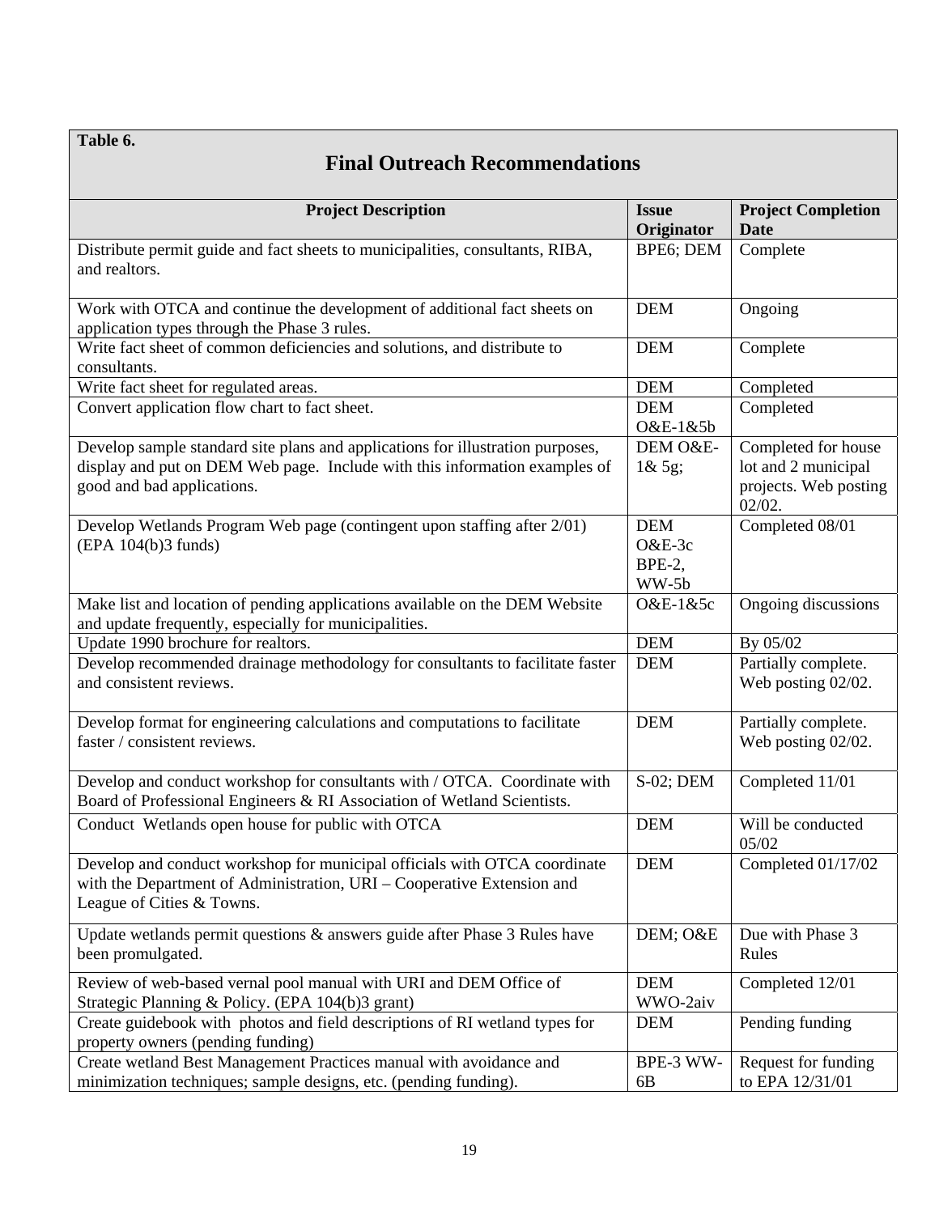**Table 6.**

## Final Outreach Recommendations

| Project Description | Issue Originator | Project Completion Date |
|---|---|---|
| Distribute permit guide and fact sheets to municipalities, consultants, RIBA, and realtors. | BPE6; DEM | Complete |
| Work with OTCA and continue the development of additional fact sheets on application types through the Phase 3 rules. | DEM | Ongoing |
| Write fact sheet of common deficiencies and solutions, and distribute to consultants. | DEM | Complete |
| Write fact sheet for regulated areas. | DEM | Completed |
| Convert application flow chart to fact sheet. | DEM O&E-1&5b | Completed |
| Develop sample standard site plans and applications for illustration purposes, display and put on DEM Web page. Include with this information examples of good and bad applications. | DEM O&E-1& 5g; | Completed for house lot and 2 municipal projects. Web posting 02/02. |
| Develop Wetlands Program Web page (contingent upon staffing after 2/01) (EPA 104(b)3 funds) | DEM O&E-3c BPE-2, WW-5b | Completed 08/01 |
| Make list and location of pending applications available on the DEM Website and update frequently, especially for municipalities. | O&E-1&5c | Ongoing discussions |
| Update 1990 brochure for realtors. | DEM | By 05/02 |
| Develop recommended drainage methodology for consultants to facilitate faster and consistent reviews. | DEM | Partially complete. Web posting 02/02. |
| Develop format for engineering calculations and computations to facilitate faster / consistent reviews. | DEM | Partially complete. Web posting 02/02. |
| Develop and conduct workshop for consultants with / OTCA. Coordinate with Board of Professional Engineers & RI Association of Wetland Scientists. | S-02; DEM | Completed 11/01 |
| Conduct Wetlands open house for public with OTCA | DEM | Will be conducted 05/02 |
| Develop and conduct workshop for municipal officials with OTCA coordinate with the Department of Administration, URI – Cooperative Extension and League of Cities & Towns. | DEM | Completed 01/17/02 |
| Update wetlands permit questions & answers guide after Phase 3 Rules have been promulgated. | DEM; O&E | Due with Phase 3 Rules |
| Review of web-based vernal pool manual with URI and DEM Office of Strategic Planning & Policy. (EPA 104(b)3 grant) | DEM WWO-2aiv | Completed 12/01 |
| Create guidebook with photos and field descriptions of RI wetland types for property owners (pending funding) | DEM | Pending funding |
| Create wetland Best Management Practices manual with avoidance and minimization techniques; sample designs, etc. (pending funding). | BPE-3 WW-6B | Request for funding to EPA 12/31/01 |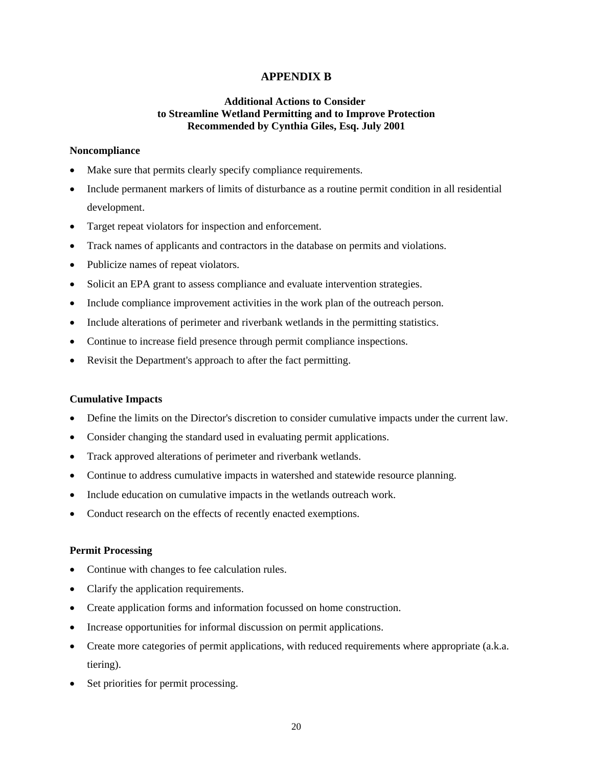# APPENDIX B

### Additional Actions to Consider to Streamline Wetland Permitting and to Improve Protection Recommended by Cynthia Giles, Esq. July 2001

**Noncompliance**

- Make sure that permits clearly specify compliance requirements.
- Include permanent markers of limits of disturbance as a routine permit condition in all residential development.
- Target repeat violators for inspection and enforcement.
- Track names of applicants and contractors in the database on permits and violations.
- Publicize names of repeat violators.
- Solicit an EPA grant to assess compliance and evaluate intervention strategies.
- Include compliance improvement activities in the work plan of the outreach person.
- Include alterations of perimeter and riverbank wetlands in the permitting statistics.
- Continue to increase field presence through permit compliance inspections.
- Revisit the Department's approach to after the fact permitting.

**Cumulative Impacts**

- Define the limits on the Director's discretion to consider cumulative impacts under the current law.
- Consider changing the standard used in evaluating permit applications.
- Track approved alterations of perimeter and riverbank wetlands.
- Continue to address cumulative impacts in watershed and statewide resource planning.
- Include education on cumulative impacts in the wetlands outreach work.
- Conduct research on the effects of recently enacted exemptions.

**Permit Processing**

- Continue with changes to fee calculation rules.
- Clarify the application requirements.
- Create application forms and information focussed on home construction.
- Increase opportunities for informal discussion on permit applications.
- Create more categories of permit applications, with reduced requirements where appropriate (a.k.a. tiering).
- Set priorities for permit processing.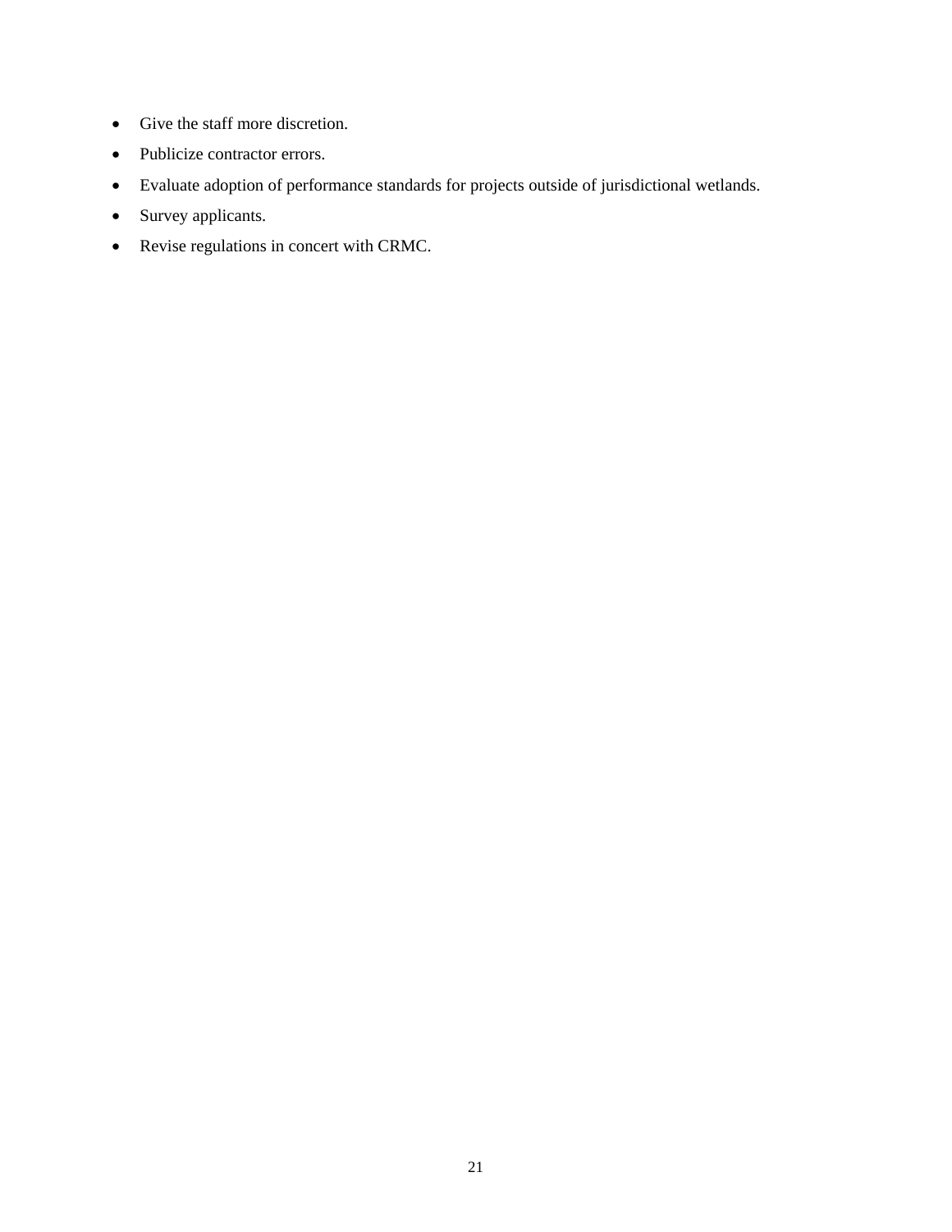- Give the staff more discretion.
- Publicize contractor errors.
- Evaluate adoption of performance standards for projects outside of jurisdictional wetlands.
- Survey applicants.
- Revise regulations in concert with CRMC.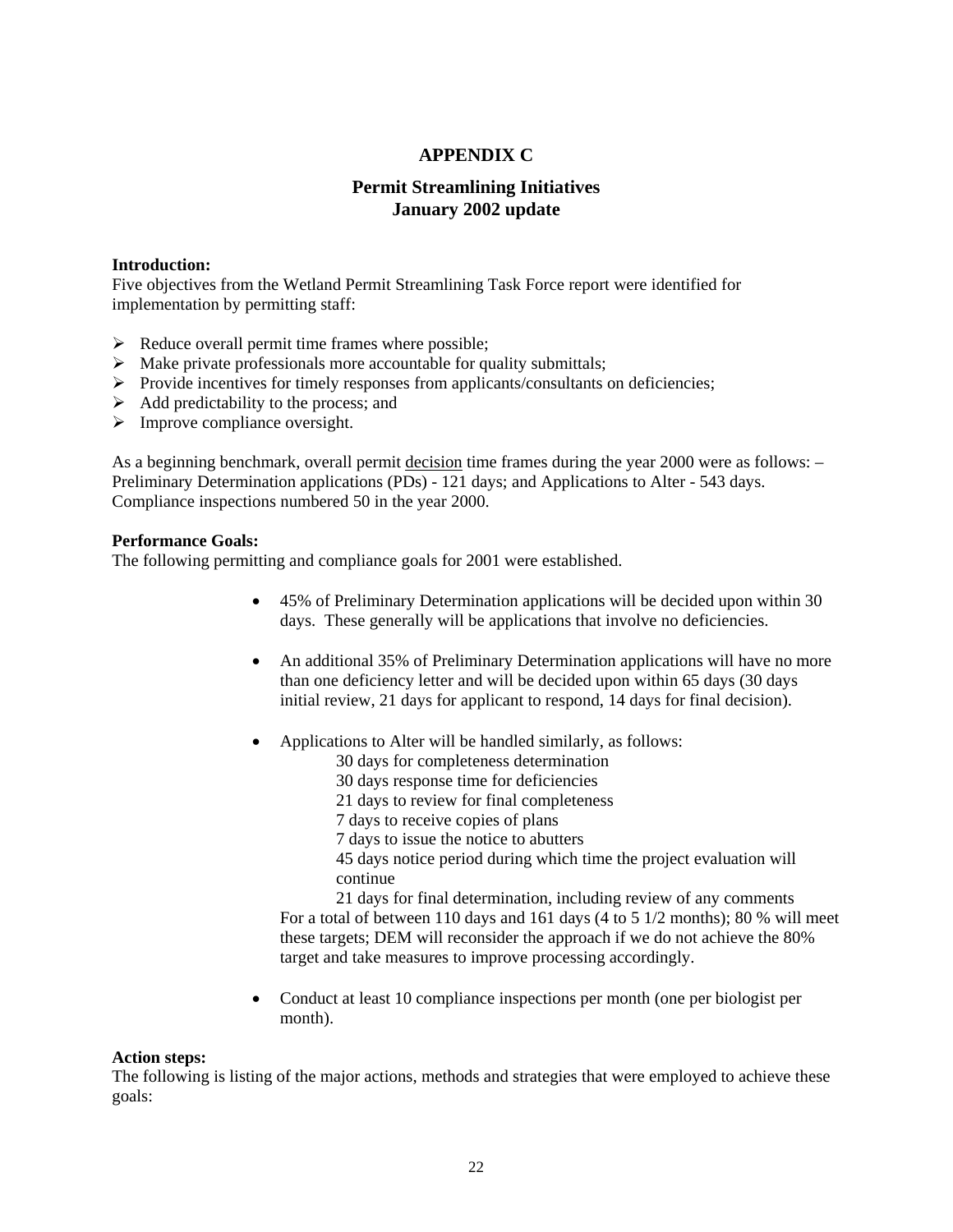# APPENDIX C

## Permit Streamlining Initiatives
## January 2002 update

**Introduction:**
Five objectives from the Wetland Permit Streamlining Task Force report were identified for implementation by permitting staff:

- Reduce overall permit time frames where possible;
- Make private professionals more accountable for quality submittals;
- Provide incentives for timely responses from applicants/consultants on deficiencies;
- Add predictability to the process; and
- Improve compliance oversight.

As a beginning benchmark, overall permit <u>decision</u> time frames during the year 2000 were as follows: – Preliminary Determination applications (PDs) - 121 days; and Applications to Alter - 543 days. Compliance inspections numbered 50 in the year 2000.

**Performance Goals:**
The following permitting and compliance goals for 2001 were established.

- 45% of Preliminary Determination applications will be decided upon within 30 days. These generally will be applications that involve no deficiencies.
- An additional 35% of Preliminary Determination applications will have no more than one deficiency letter and will be decided upon within 65 days (30 days initial review, 21 days for applicant to respond, 14 days for final decision).
- Applications to Alter will be handled similarly, as follows:
  - 30 days for completeness determination
  - 30 days response time for deficiencies
  - 21 days to review for final completeness
  - 7 days to receive copies of plans
  - 7 days to issue the notice to abutters
  - 45 days notice period during which time the project evaluation will continue
  - 21 days for final determination, including review of any comments

  For a total of between 110 days and 161 days (4 to 5 1/2 months); 80 % will meet these targets; DEM will reconsider the approach if we do not achieve the 80% target and take measures to improve processing accordingly.
- Conduct at least 10 compliance inspections per month (one per biologist per month).

**Action steps:**
The following is listing of the major actions, methods and strategies that were employed to achieve these goals: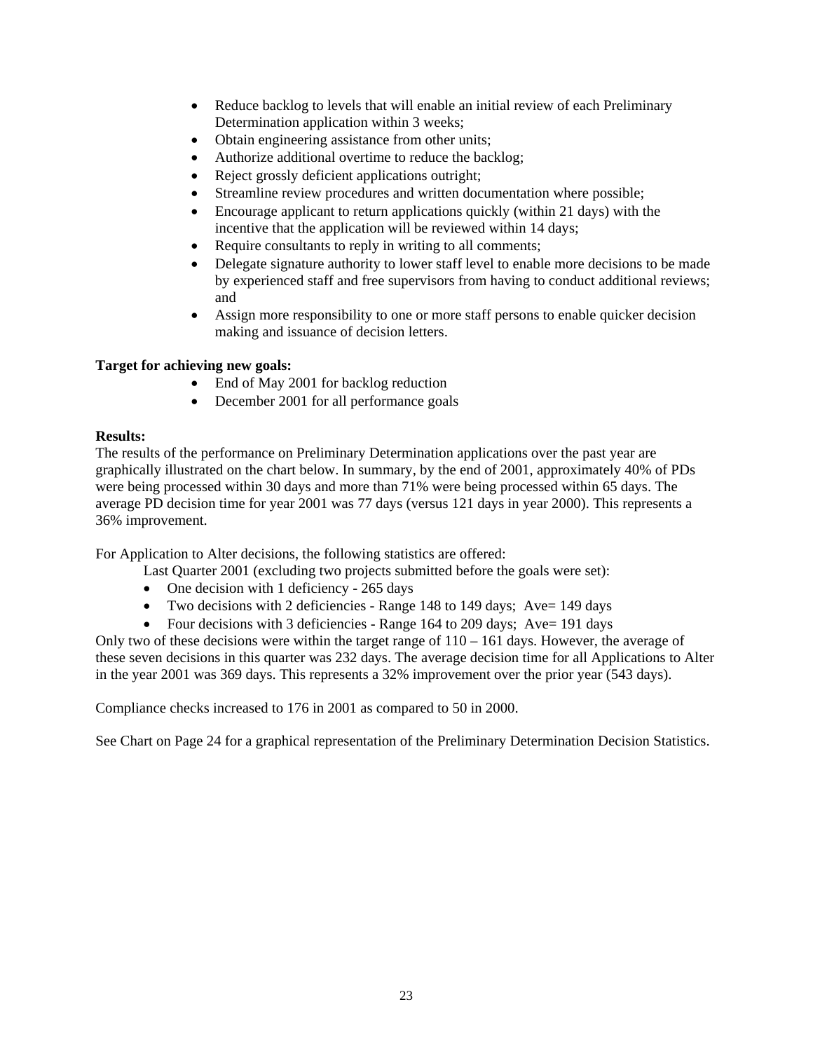- Reduce backlog to levels that will enable an initial review of each Preliminary Determination application within 3 weeks;
- Obtain engineering assistance from other units;
- Authorize additional overtime to reduce the backlog;
- Reject grossly deficient applications outright;
- Streamline review procedures and written documentation where possible;
- Encourage applicant to return applications quickly (within 21 days) with the incentive that the application will be reviewed within 14 days;
- Require consultants to reply in writing to all comments;
- Delegate signature authority to lower staff level to enable more decisions to be made by experienced staff and free supervisors from having to conduct additional reviews; and
- Assign more responsibility to one or more staff persons to enable quicker decision making and issuance of decision letters.

**Target for achieving new goals:**

- End of May 2001 for backlog reduction
- December 2001 for all performance goals

**Results:**

The results of the performance on Preliminary Determination applications over the past year are graphically illustrated on the chart below. In summary, by the end of 2001, approximately 40% of PDs were being processed within 30 days and more than 71% were being processed within 65 days. The average PD decision time for year 2001 was 77 days (versus 121 days in year 2000). This represents a 36% improvement.

For Application to Alter decisions, the following statistics are offered:

Last Quarter 2001 (excluding two projects submitted before the goals were set):

- One decision with 1 deficiency - 265 days
- Two decisions with 2 deficiencies - Range 148 to 149 days; Ave= 149 days
- Four decisions with 3 deficiencies - Range 164 to 209 days; Ave= 191 days

Only two of these decisions were within the target range of 110 – 161 days. However, the average of these seven decisions in this quarter was 232 days. The average decision time for all Applications to Alter in the year 2001 was 369 days. This represents a 32% improvement over the prior year (543 days).

Compliance checks increased to 176 in 2001 as compared to 50 in 2000.

See Chart on Page 24 for a graphical representation of the Preliminary Determination Decision Statistics.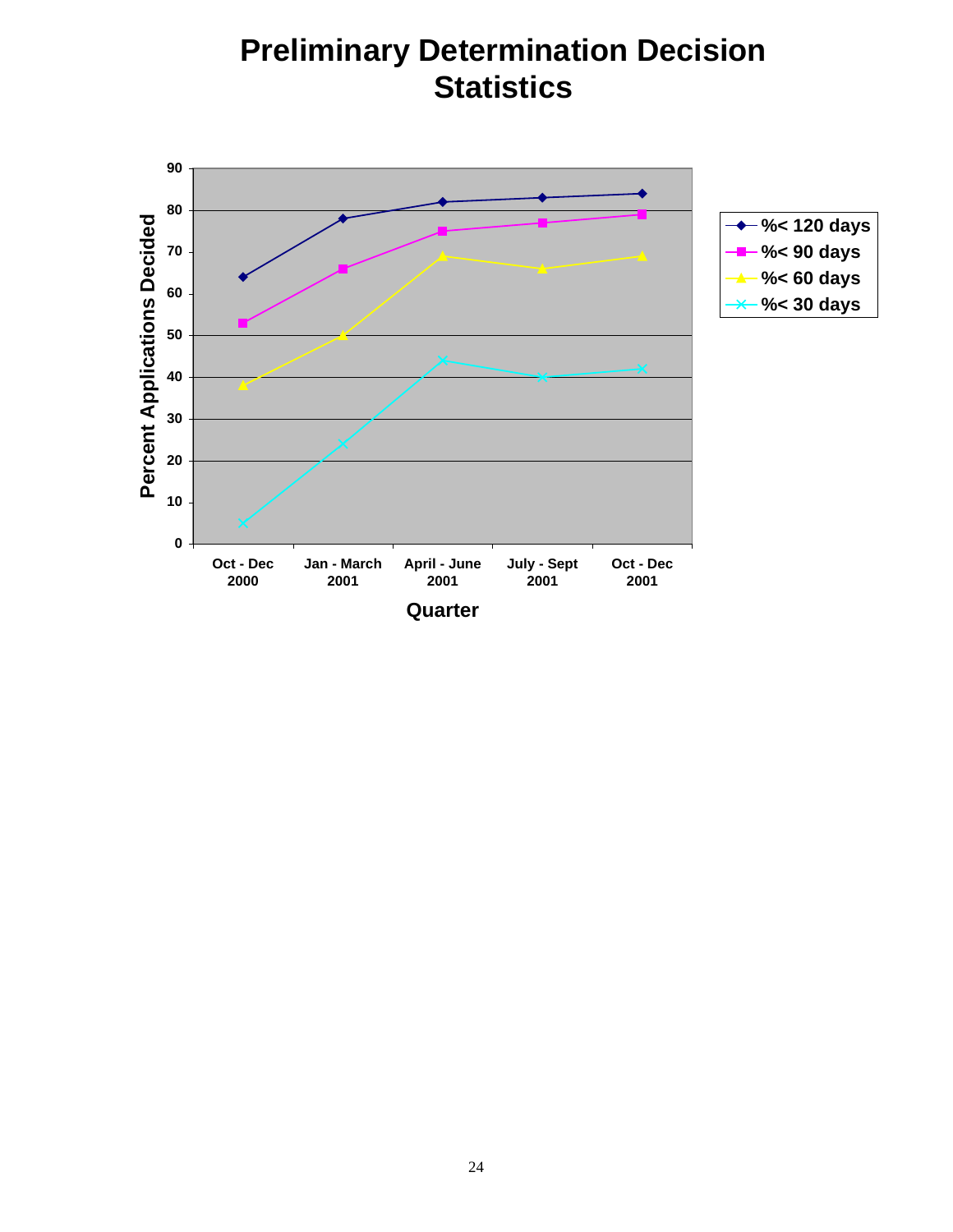# Preliminary Determination Decision Statistics

Percent Applications Decided

90
80
70
60
50
40
30
20
10
0

Oct - Dec 2000
Jan - March 2001
April - June 2001
July - Sept 2001
Oct - Dec 2001

Quarter

%< 120 days
%< 90 days
%< 60 days
%< 30 days